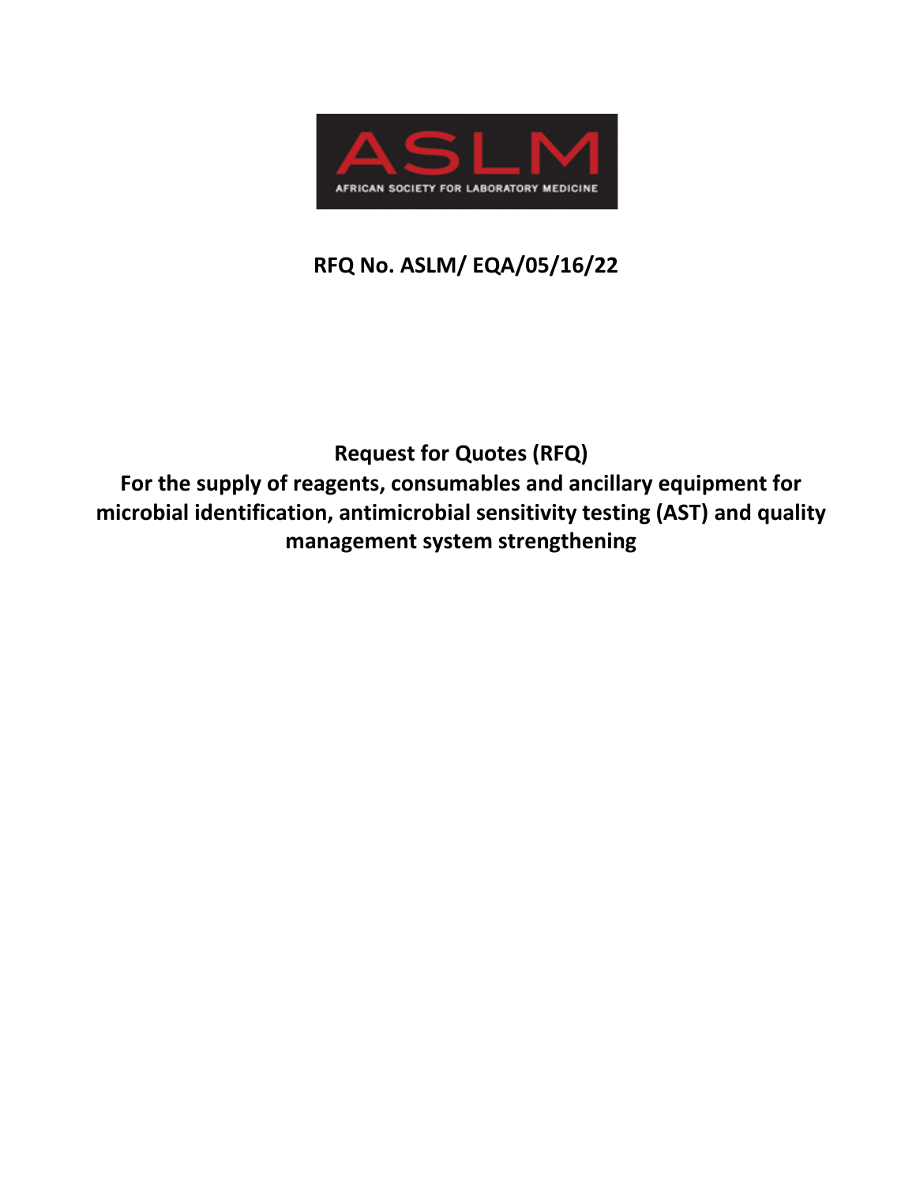ASLM

AFRICAN SOCIETY FOR LABORATORY MEDICINE

**RFQ No. ASLM/ EQA/05/16/22**

# Request for Quotes (RFQ)

## For the supply of reagents, consumables and ancillary equipment for microbial identification, antimicrobial sensitivity testing (AST) and quality management system strengthening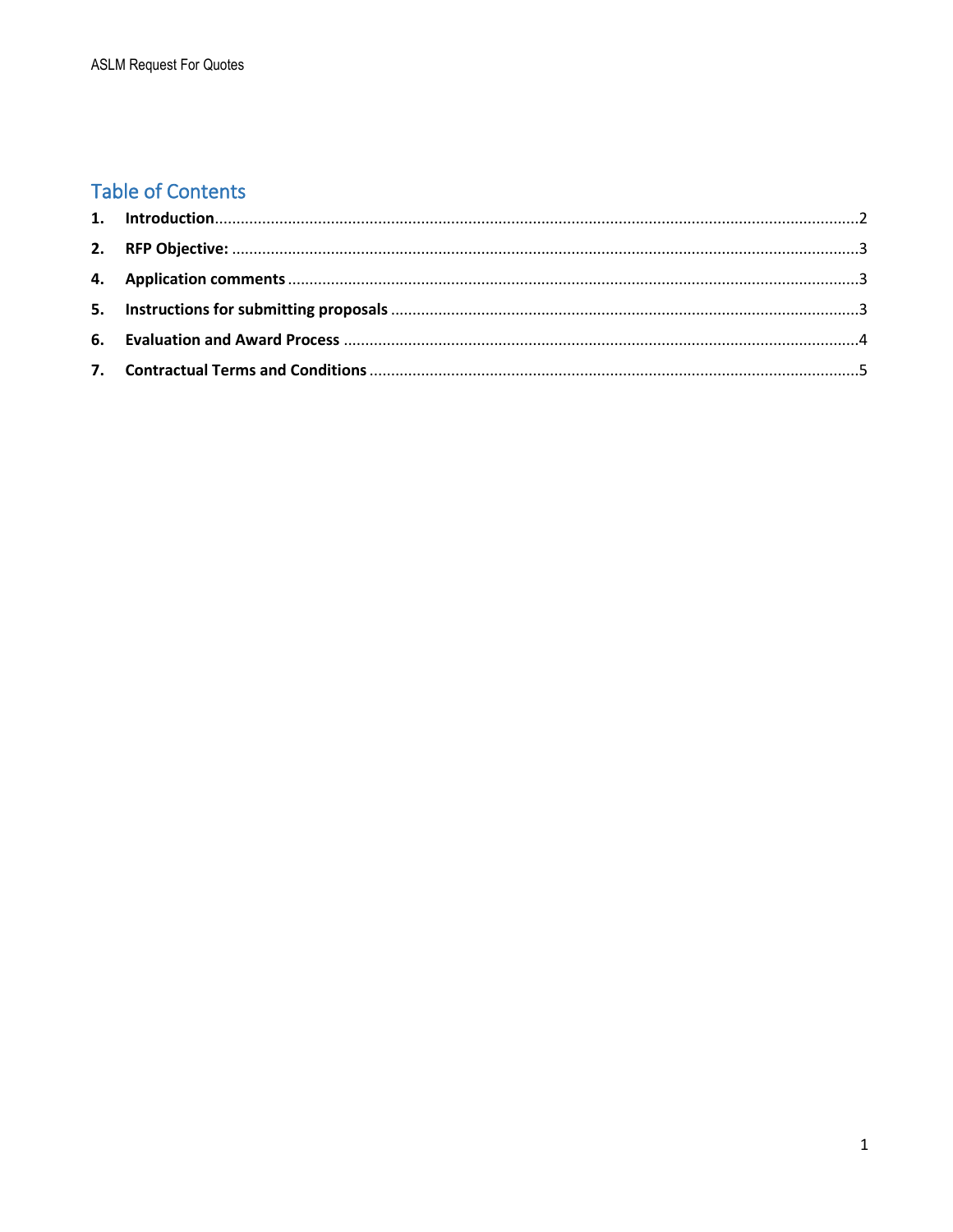## Table of Contents

1. **Introduction**..................................................................................................................................2
2. **RFP Objective:** ..............................................................................................................................3
4. **Application comments** ..................................................................................................................3
5. **Instructions for submitting proposals** .........................................................................................3
6. **Evaluation and Award Process** .....................................................................................................4
7. **Contractual Terms and Conditions** ...............................................................................................5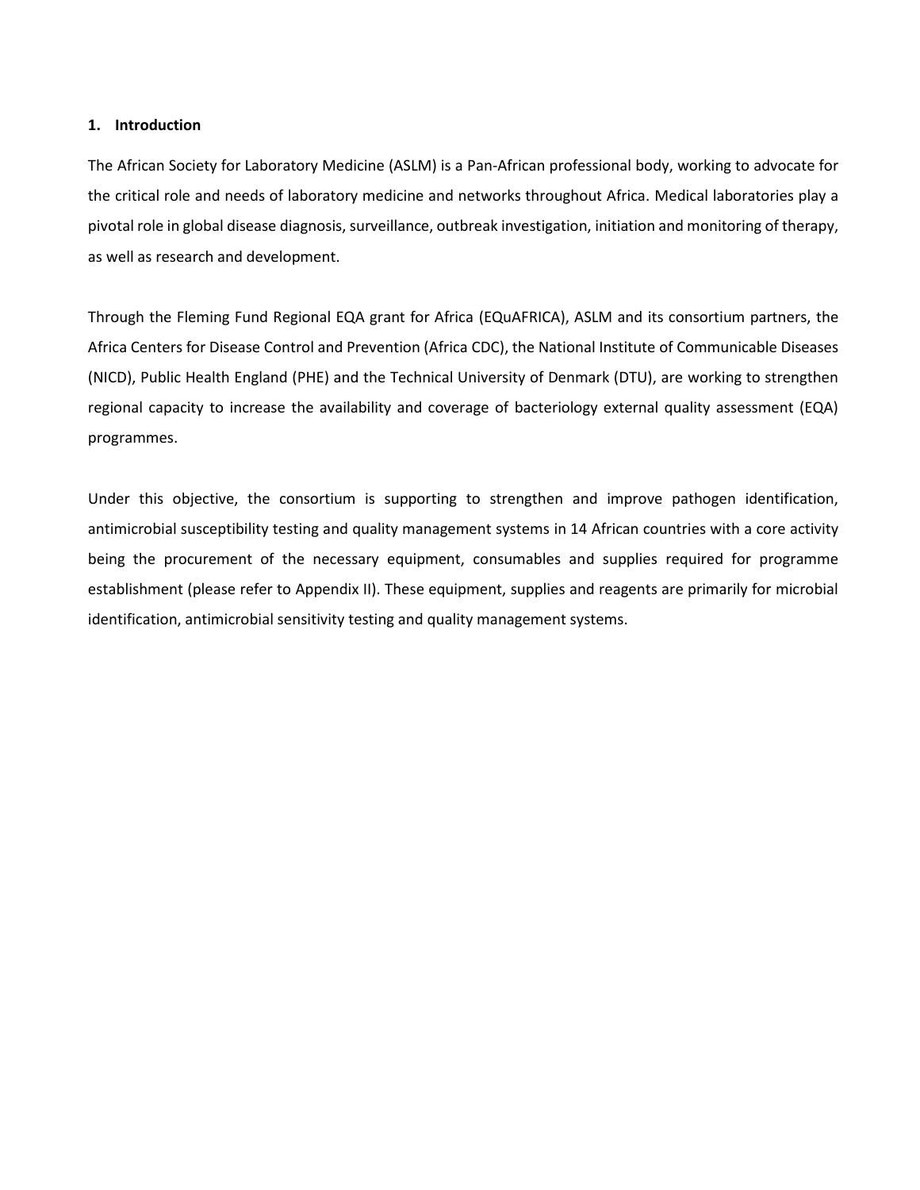## 1. Introduction

The African Society for Laboratory Medicine (ASLM) is a Pan-African professional body, working to advocate for the critical role and needs of laboratory medicine and networks throughout Africa. Medical laboratories play a pivotal role in global disease diagnosis, surveillance, outbreak investigation, initiation and monitoring of therapy, as well as research and development.

Through the Fleming Fund Regional EQA grant for Africa (EQuAFRICA), ASLM and its consortium partners, the Africa Centers for Disease Control and Prevention (Africa CDC), the National Institute of Communicable Diseases (NICD), Public Health England (PHE) and the Technical University of Denmark (DTU), are working to strengthen regional capacity to increase the availability and coverage of bacteriology external quality assessment (EQA) programmes.

Under this objective, the consortium is supporting to strengthen and improve pathogen identification, antimicrobial susceptibility testing and quality management systems in 14 African countries with a core activity being the procurement of the necessary equipment, consumables and supplies required for programme establishment (please refer to Appendix II). These equipment, supplies and reagents are primarily for microbial identification, antimicrobial sensitivity testing and quality management systems.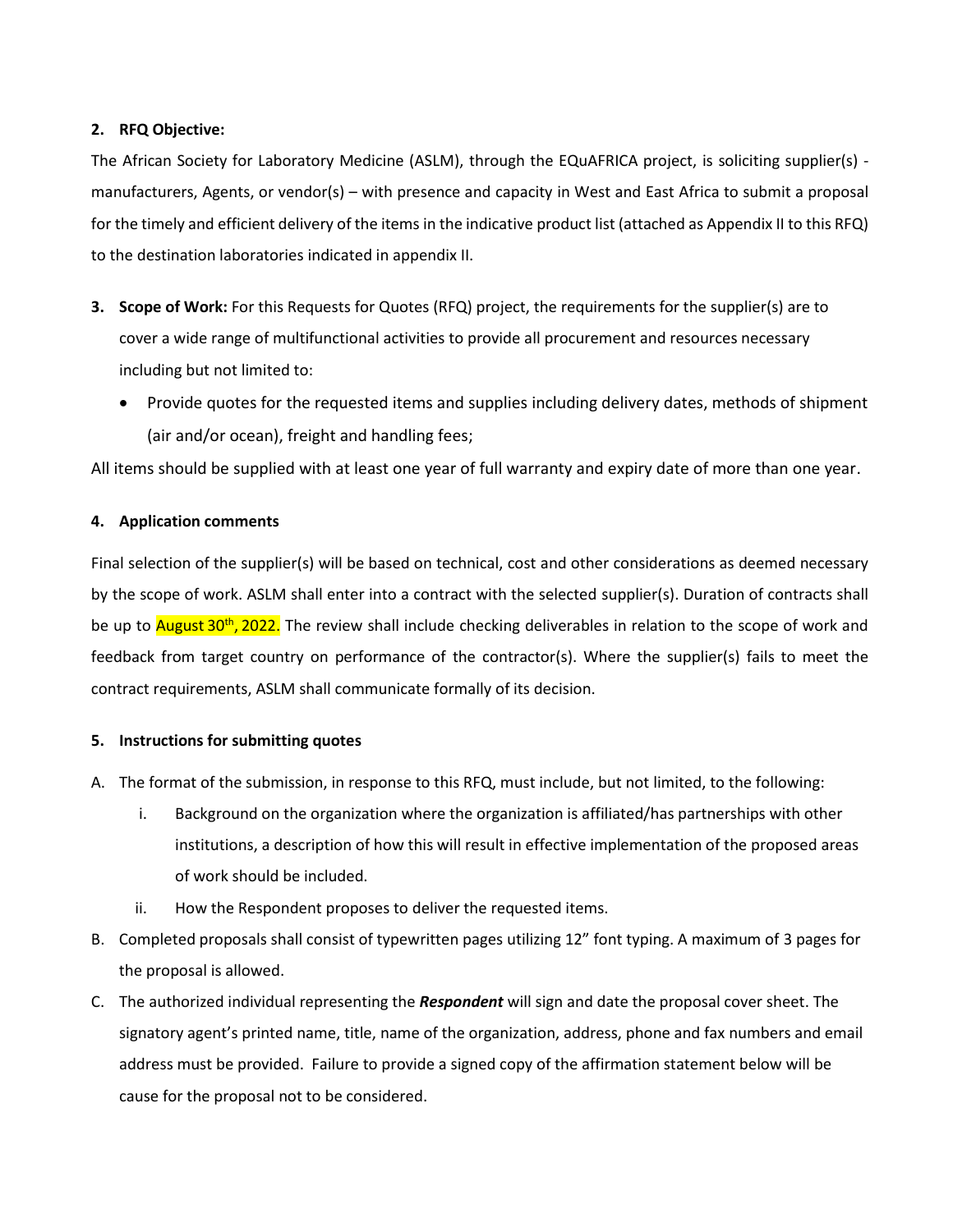**2. RFQ Objective:**

The African Society for Laboratory Medicine (ASLM), through the EQuAFRICA project, is soliciting supplier(s) - manufacturers, Agents, or vendor(s) – with presence and capacity in West and East Africa to submit a proposal for the timely and efficient delivery of the items in the indicative product list (attached as Appendix II to this RFQ) to the destination laboratories indicated in appendix II.

**3. Scope of Work:** For this Requests for Quotes (RFQ) project, the requirements for the supplier(s) are to cover a wide range of multifunctional activities to provide all procurement and resources necessary including but not limited to:

- Provide quotes for the requested items and supplies including delivery dates, methods of shipment (air and/or ocean), freight and handling fees;

All items should be supplied with at least one year of full warranty and expiry date of more than one year.

**4. Application comments**

Final selection of the supplier(s) will be based on technical, cost and other considerations as deemed necessary by the scope of work. ASLM shall enter into a contract with the selected supplier(s). Duration of contracts shall be up to August 30th, 2022. The review shall include checking deliverables in relation to the scope of work and feedback from target country on performance of the contractor(s). Where the supplier(s) fails to meet the contract requirements, ASLM shall communicate formally of its decision.

**5. Instructions for submitting quotes**

A. The format of the submission, in response to this RFQ, must include, but not limited, to the following:

   i. Background on the organization where the organization is affiliated/has partnerships with other institutions, a description of how this will result in effective implementation of the proposed areas of work should be included.

   ii. How the Respondent proposes to deliver the requested items.

B. Completed proposals shall consist of typewritten pages utilizing 12" font typing. A maximum of 3 pages for the proposal is allowed.

C. The authorized individual representing the ***Respondent*** will sign and date the proposal cover sheet. The signatory agent's printed name, title, name of the organization, address, phone and fax numbers and email address must be provided. Failure to provide a signed copy of the affirmation statement below will be cause for the proposal not to be considered.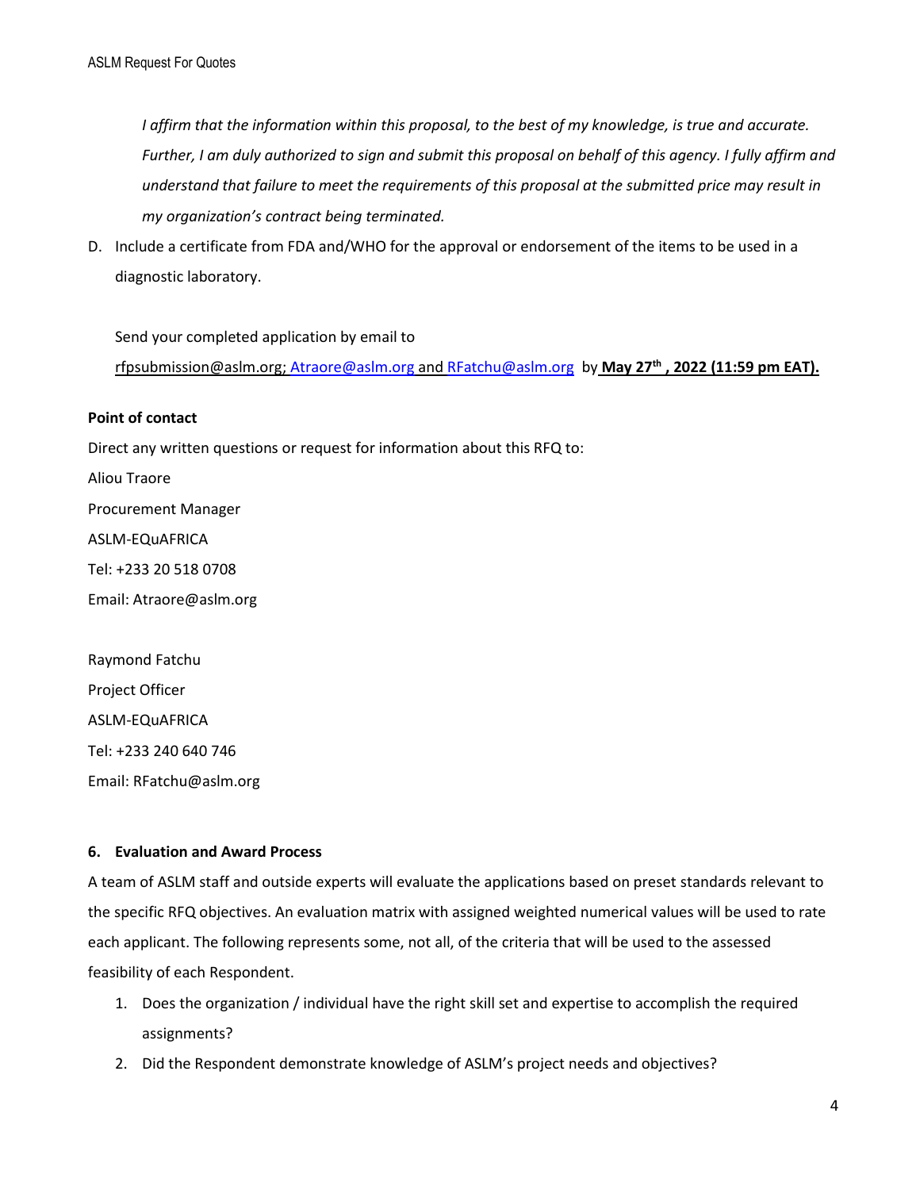*I affirm that the information within this proposal, to the best of my knowledge, is true and accurate. Further, I am duly authorized to sign and submit this proposal on behalf of this agency. I fully affirm and understand that failure to meet the requirements of this proposal at the submitted price may result in my organization's contract being terminated.*

D. Include a certificate from FDA and/WHO for the approval or endorsement of the items to be used in a diagnostic laboratory.

Send your completed application by email to rfpsubmission@aslm.org; Atraore@aslm.org and RFatchu@aslm.org by **May 27th , 2022 (11:59 pm EAT).**

**Point of contact**

Direct any written questions or request for information about this RFQ to:

Aliou Traore
Procurement Manager
ASLM-EQuAFRICA
Tel: +233 20 518 0708
Email: Atraore@aslm.org

Raymond Fatchu
Project Officer
ASLM-EQuAFRICA
Tel: +233 240 640 746
Email: RFatchu@aslm.org

## 6. Evaluation and Award Process

A team of ASLM staff and outside experts will evaluate the applications based on preset standards relevant to the specific RFQ objectives. An evaluation matrix with assigned weighted numerical values will be used to rate each applicant. The following represents some, not all, of the criteria that will be used to the assessed feasibility of each Respondent.

1. Does the organization / individual have the right skill set and expertise to accomplish the required assignments?
2. Did the Respondent demonstrate knowledge of ASLM's project needs and objectives?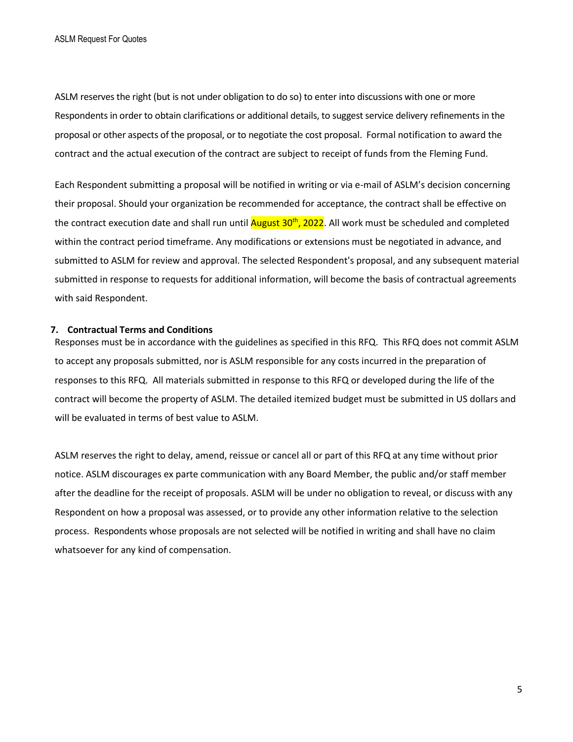ASLM reserves the right (but is not under obligation to do so) to enter into discussions with one or more Respondents in order to obtain clarifications or additional details, to suggest service delivery refinements in the proposal or other aspects of the proposal, or to negotiate the cost proposal. Formal notification to award the contract and the actual execution of the contract are subject to receipt of funds from the Fleming Fund.

Each Respondent submitting a proposal will be notified in writing or via e-mail of ASLM's decision concerning their proposal. Should your organization be recommended for acceptance, the contract shall be effective on the contract execution date and shall run until August 30th, 2022. All work must be scheduled and completed within the contract period timeframe. Any modifications or extensions must be negotiated in advance, and submitted to ASLM for review and approval. The selected Respondent's proposal, and any subsequent material submitted in response to requests for additional information, will become the basis of contractual agreements with said Respondent.

## 7. Contractual Terms and Conditions

Responses must be in accordance with the guidelines as specified in this RFQ. This RFQ does not commit ASLM to accept any proposals submitted, nor is ASLM responsible for any costs incurred in the preparation of responses to this RFQ. All materials submitted in response to this RFQ or developed during the life of the contract will become the property of ASLM. The detailed itemized budget must be submitted in US dollars and will be evaluated in terms of best value to ASLM.

ASLM reserves the right to delay, amend, reissue or cancel all or part of this RFQ at any time without prior notice. ASLM discourages ex parte communication with any Board Member, the public and/or staff member after the deadline for the receipt of proposals. ASLM will be under no obligation to reveal, or discuss with any Respondent on how a proposal was assessed, or to provide any other information relative to the selection process. Respondents whose proposals are not selected will be notified in writing and shall have no claim whatsoever for any kind of compensation.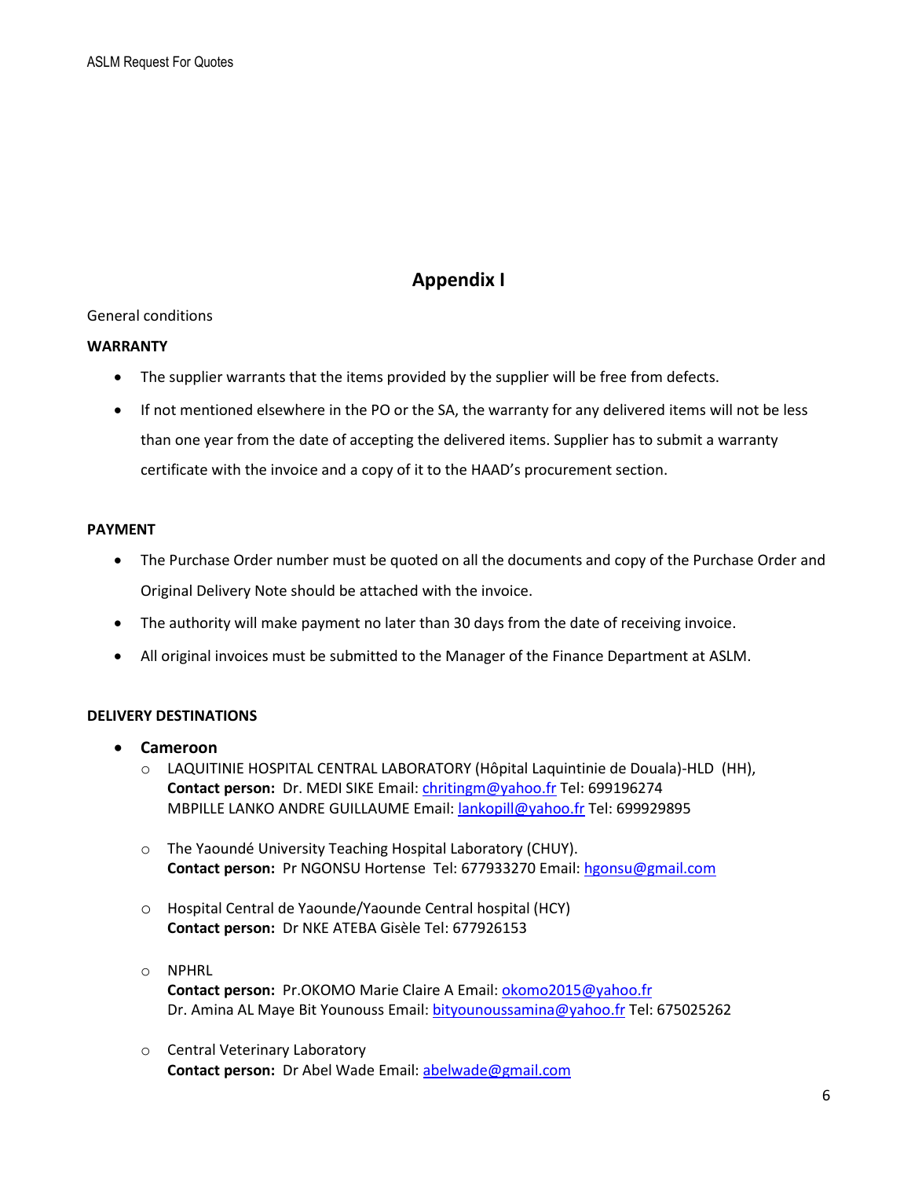# Appendix I

General conditions

**WARRANTY**

- The supplier warrants that the items provided by the supplier will be free from defects.
- If not mentioned elsewhere in the PO or the SA, the warranty for any delivered items will not be less than one year from the date of accepting the delivered items. Supplier has to submit a warranty certificate with the invoice and a copy of it to the HAAD's procurement section.

**PAYMENT**

- The Purchase Order number must be quoted on all the documents and copy of the Purchase Order and Original Delivery Note should be attached with the invoice.
- The authority will make payment no later than 30 days from the date of receiving invoice.
- All original invoices must be submitted to the Manager of the Finance Department at ASLM.

**DELIVERY DESTINATIONS**

- **Cameroon**
  - LAQUITINIE HOSPITAL CENTRAL LABORATORY (Hôpital Laquintinie de Douala)-HLD (HH),
    **Contact person:** Dr. MEDI SIKE Email: chritingm@yahoo.fr Tel: 699196274
    MBPILLE LANKO ANDRE GUILLAUME Email: lankopill@yahoo.fr Tel: 699929895
  - The Yaoundé University Teaching Hospital Laboratory (CHUY).
    **Contact person:** Pr NGONSU Hortense Tel: 677933270 Email: hgonsu@gmail.com
  - Hospital Central de Yaounde/Yaounde Central hospital (HCY)
    **Contact person:** Dr NKE ATEBA Gisèle Tel: 677926153
  - NPHRL
    **Contact person:** Pr.OKOMO Marie Claire A Email: okomo2015@yahoo.fr
    Dr. Amina AL Maye Bit Younouss Email: bityounoussamina@yahoo.fr Tel: 675025262
  - Central Veterinary Laboratory
    **Contact person:** Dr Abel Wade Email: abelwade@gmail.com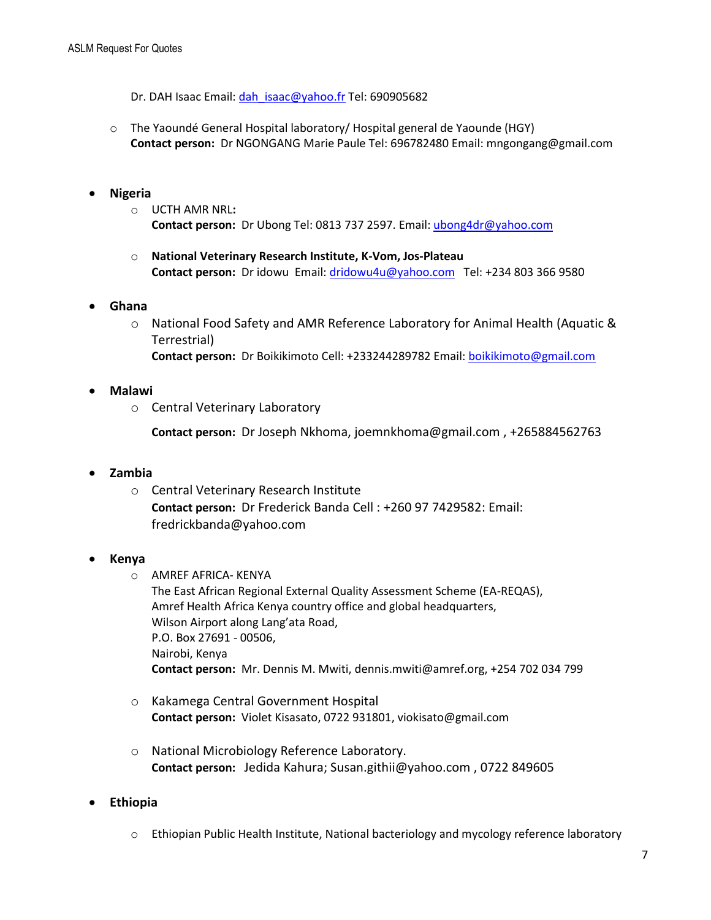Dr. DAH Isaac Email: dah_isaac@yahoo.fr Tel: 690905682

- The Yaoundé General Hospital laboratory/ Hospital general de Yaounde (HGY)
  **Contact person:** Dr NGONGANG Marie Paule Tel: 696782480 Email: mngongang@gmail.com

- **Nigeria**
  - UCTH AMR NRL**:**
    **Contact person:** Dr Ubong Tel: 0813 737 2597. Email: ubong4dr@yahoo.com
  - **National Veterinary Research Institute, K-Vom, Jos-Plateau**
    **Contact person:** Dr idowu Email: dridowu4u@yahoo.com Tel: +234 803 366 9580
- **Ghana**
  - National Food Safety and AMR Reference Laboratory for Animal Health (Aquatic & Terrestrial)
    **Contact person:** Dr Boikikimoto Cell: +233244289782 Email: boikikimoto@gmail.com
- **Malawi**
  - Central Veterinary Laboratory

    **Contact person:** Dr Joseph Nkhoma, joemnkhoma@gmail.com , +265884562763
- **Zambia**
  - Central Veterinary Research Institute
    **Contact person:** Dr Frederick Banda Cell : +260 97 7429582: Email: fredrickbanda@yahoo.com
- **Kenya**
  - AMREF AFRICA- KENYA
    The East African Regional External Quality Assessment Scheme (EA-REQAS),
    Amref Health Africa Kenya country office and global headquarters,
    Wilson Airport along Lang'ata Road,
    P.O. Box 27691 - 00506,
    Nairobi, Kenya
    **Contact person:** Mr. Dennis M. Mwiti, dennis.mwiti@amref.org, +254 702 034 799
  - Kakamega Central Government Hospital
    **Contact person:** Violet Kisasato, 0722 931801, viokisato@gmail.com
  - National Microbiology Reference Laboratory.
    **Contact person:** Jedida Kahura; Susan.githii@yahoo.com , 0722 849605
- **Ethiopia**
  - Ethiopian Public Health Institute, National bacteriology and mycology reference laboratory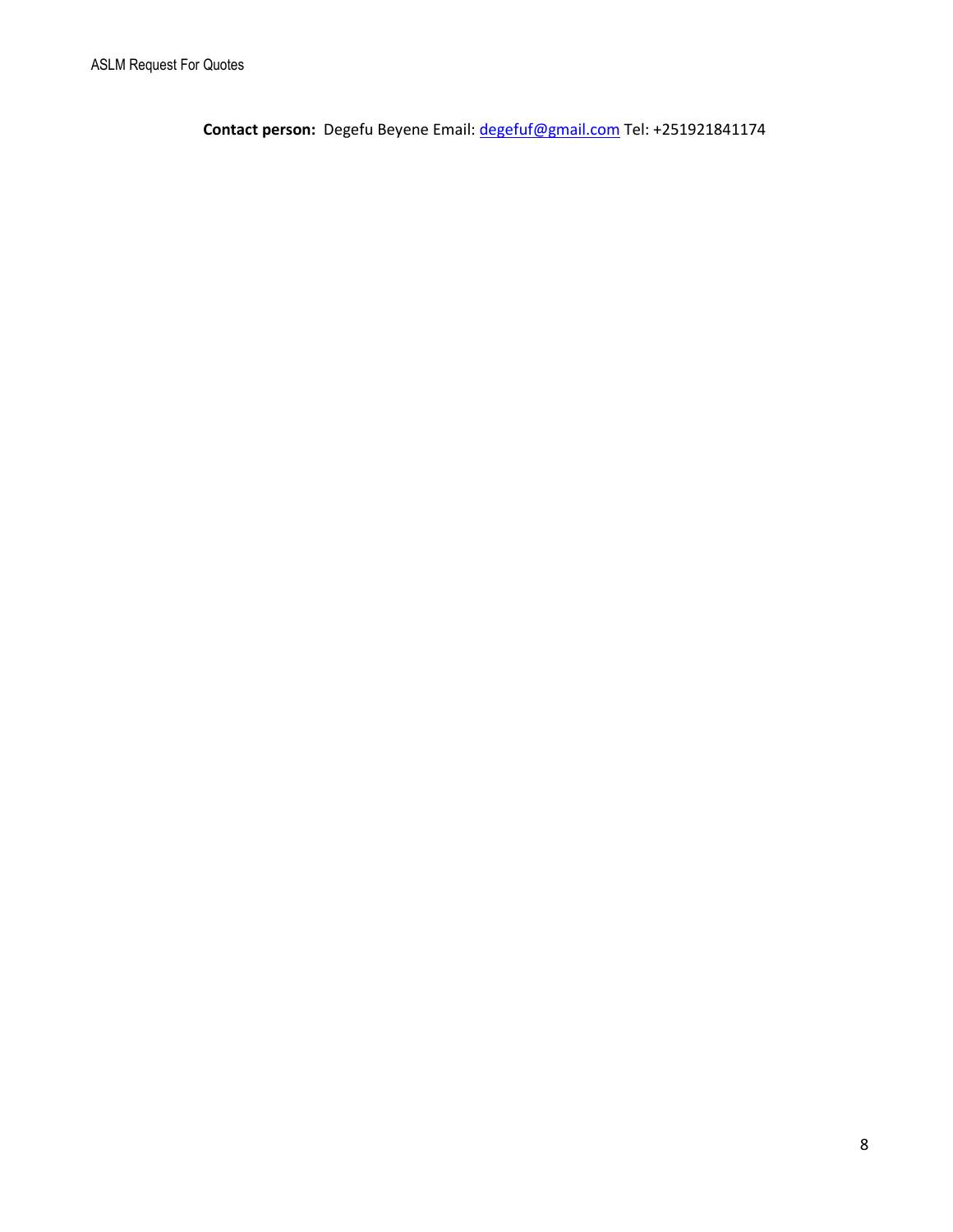**Contact person:** Degefu Beyene Email: degefuf@gmail.com Tel: +251921841174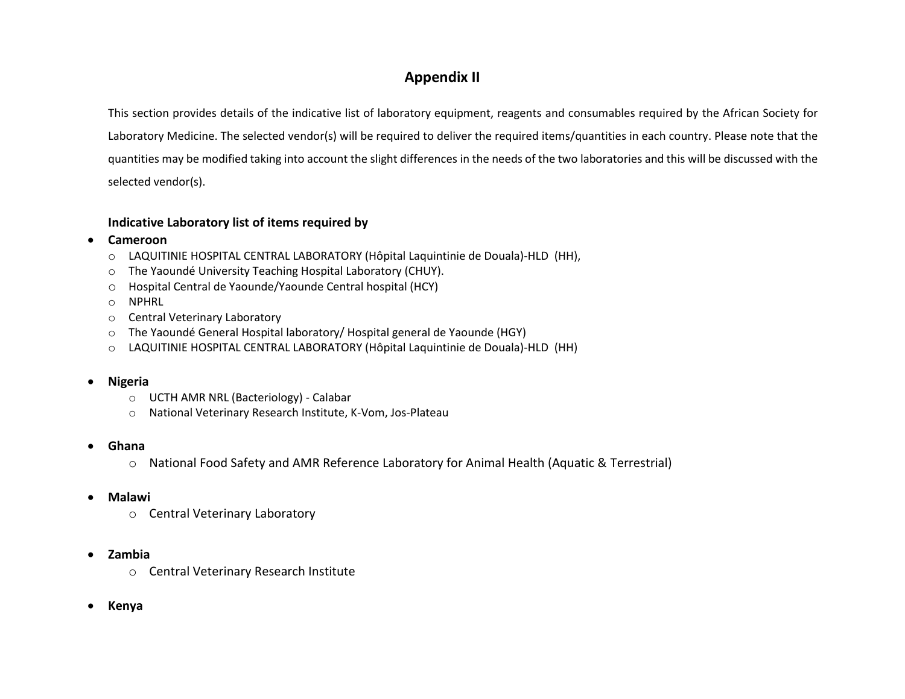# Appendix II

This section provides details of the indicative list of laboratory equipment, reagents and consumables required by the African Society for Laboratory Medicine. The selected vendor(s) will be required to deliver the required items/quantities in each country. Please note that the quantities may be modified taking into account the slight differences in the needs of the two laboratories and this will be discussed with the selected vendor(s).

**Indicative Laboratory list of items required by**

- **Cameroon**
  - LAQUITINIE HOSPITAL CENTRAL LABORATORY (Hôpital Laquintinie de Douala)-HLD (HH),
  - The Yaoundé University Teaching Hospital Laboratory (CHUY).
  - Hospital Central de Yaounde/Yaounde Central hospital (HCY)
  - NPHRL
  - Central Veterinary Laboratory
  - The Yaoundé General Hospital laboratory/ Hospital general de Yaounde (HGY)
  - LAQUITINIE HOSPITAL CENTRAL LABORATORY (Hôpital Laquintinie de Douala)-HLD (HH)

- **Nigeria**
  - UCTH AMR NRL (Bacteriology) - Calabar
  - National Veterinary Research Institute, K-Vom, Jos-Plateau

- **Ghana**
  - National Food Safety and AMR Reference Laboratory for Animal Health (Aquatic & Terrestrial)

- **Malawi**
  - Central Veterinary Laboratory

- **Zambia**
  - Central Veterinary Research Institute

- **Kenya**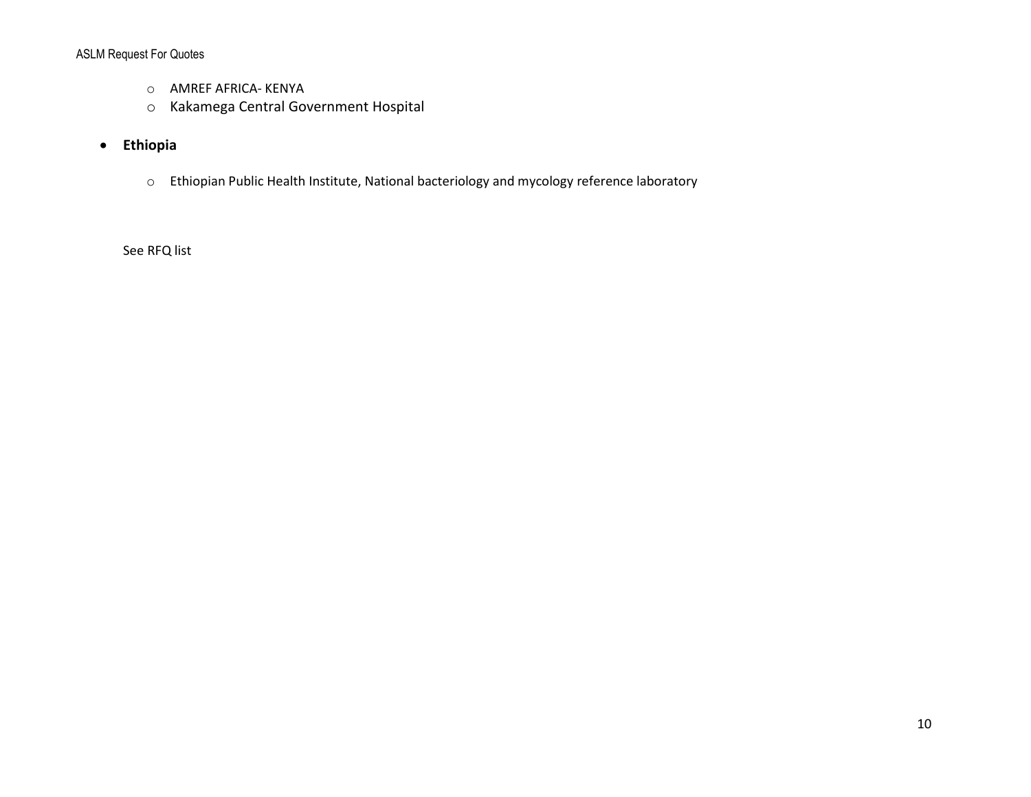- AMREF AFRICA- KENYA
- Kakamega Central Government Hospital

- **Ethiopia**

  - Ethiopian Public Health Institute, National bacteriology and mycology reference laboratory

See RFQ list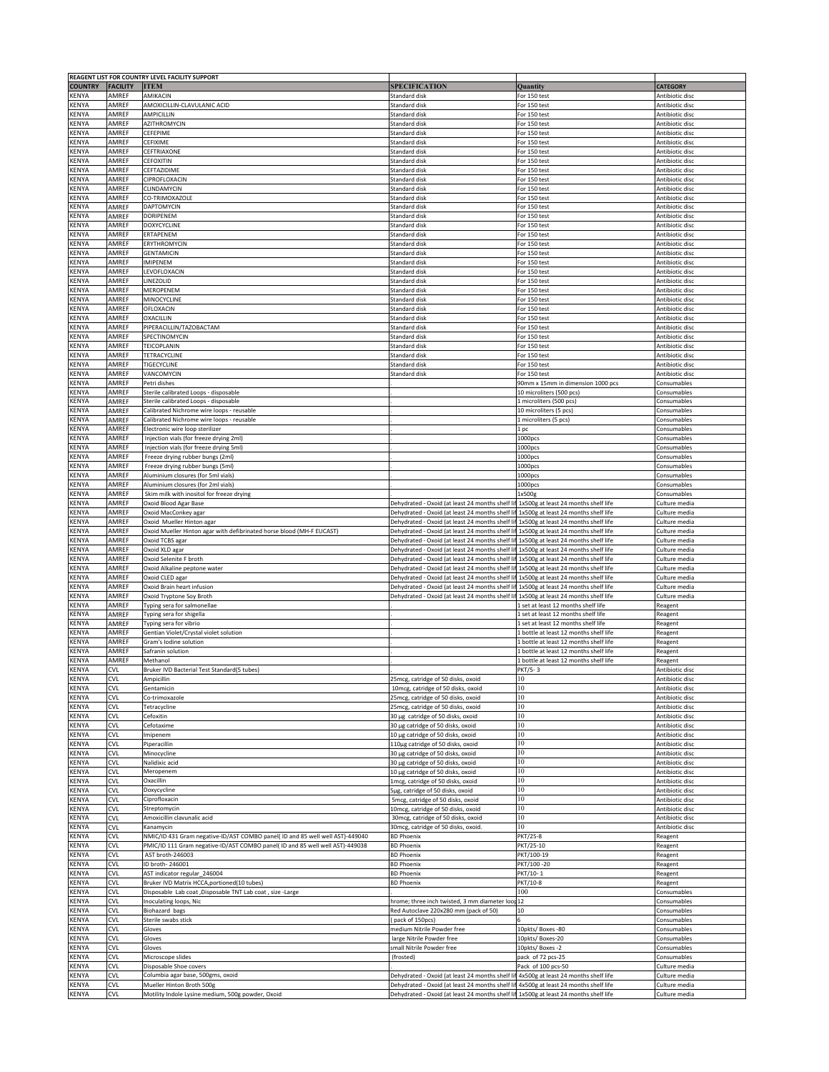| REAGENT LIST FOR COUNTRY LEVEL FACILITY SUPPORT | | | | | |
|---|---|---|---|---|---|
| COUNTRY | FACILITY | ITEM | SPECIFICATION | Quantity | CATEGORY |
| KENYA | AMREF | AMIKACIN | Standard disk | For 150 test | Antibiotic disc |
| KENYA | AMREF | AMOXICILLIN-CLAVULANIC ACID | Standard disk | For 150 test | Antibiotic disc |
| KENYA | AMREF | AMPICILLIN | Standard disk | For 150 test | Antibiotic disc |
| KENYA | AMREF | AZITHROMYCIN | Standard disk | For 150 test | Antibiotic disc |
| KENYA | AMREF | CEFEPIME | Standard disk | For 150 test | Antibiotic disc |
| KENYA | AMREF | CEFIXIME | Standard disk | For 150 test | Antibiotic disc |
| KENYA | AMREF | CEFTRIAXONE | Standard disk | For 150 test | Antibiotic disc |
| KENYA | AMREF | CEFOXITIN | Standard disk | For 150 test | Antibiotic disc |
| KENYA | AMREF | CEFTAZIDIME | Standard disk | For 150 test | Antibiotic disc |
| KENYA | AMREF | CIPROFLOXACIN | Standard disk | For 150 test | Antibiotic disc |
| KENYA | AMREF | CLINDAMYCIN | Standard disk | For 150 test | Antibiotic disc |
| KENYA | AMREF | CO-TRIMOXAZOLE | Standard disk | For 150 test | Antibiotic disc |
| KENYA | AMREF | DAPTOMYCIN | Standard disk | For 150 test | Antibiotic disc |
| KENYA | AMREF | DORIPENEM | Standard disk | For 150 test | Antibiotic disc |
| KENYA | AMREF | DOXYCYCLINE | Standard disk | For 150 test | Antibiotic disc |
| KENYA | AMREF | ERTAPENEM | Standard disk | For 150 test | Antibiotic disc |
| KENYA | AMREF | ERYTHROMYCIN | Standard disk | For 150 test | Antibiotic disc |
| KENYA | AMREF | GENTAMICIN | Standard disk | For 150 test | Antibiotic disc |
| KENYA | AMREF | IMIPENEM | Standard disk | For 150 test | Antibiotic disc |
| KENYA | AMREF | LEVOFLOXACIN | Standard disk | For 150 test | Antibiotic disc |
| KENYA | AMREF | LINEZOLID | Standard disk | For 150 test | Antibiotic disc |
| KENYA | AMREF | MEROPENEM | Standard disk | For 150 test | Antibiotic disc |
| KENYA | AMREF | MINOCYCLINE | Standard disk | For 150 test | Antibiotic disc |
| KENYA | AMREF | OFLOXACIN | Standard disk | For 150 test | Antibiotic disc |
| KENYA | AMREF | OXACILLIN | Standard disk | For 150 test | Antibiotic disc |
| KENYA | AMREF | PIPERACILLIN/TAZOBACTAM | Standard disk | For 150 test | Antibiotic disc |
| KENYA | AMREF | SPECTINOMYCIN | Standard disk | For 150 test | Antibiotic disc |
| KENYA | AMREF | TEICOPLANIN | Standard disk | For 150 test | Antibiotic disc |
| KENYA | AMREF | TETRACYCLINE | Standard disk | For 150 test | Antibiotic disc |
| KENYA | AMREF | TIGECYCLINE | Standard disk | For 150 test | Antibiotic disc |
| KENYA | AMREF | VANCOMYCIN | Standard disk | For 150 test | Antibiotic disc |
| KENYA | AMREF | Petri dishes | . | 90mm x 15mm in dimension 1000 pcs | Consumables |
| KENYA | AMREF | Sterile calibrated Loops - disposable | . | 10 microliters (500 pcs) | Consumables |
| KENYA | AMREF | Sterile calibrated Loops - disposable | . | 1 microliters (500 pcs) | Consumables |
| KENYA | AMREF | Calibrated Nichrome wire loops - reusable | . | 10 microliters (5 pcs) | Consumables |
| KENYA | AMREF | Calibrated Nichrome wire loops - reusable | . | 1 microliters (5 pcs) | Consumables |
| KENYA | AMREF | Electronic wire loop sterilizer | . | 1 pc | Consumables |
| KENYA | AMREF | Injection vials (for freeze drying 2ml) | . | 1000pcs | Consumables |
| KENYA | AMREF | Injection vials (for freeze drying 5ml) | . | 1000pcs | Consumables |
| KENYA | AMREF | Freeze drying rubber bungs (2ml) | . | 1000pcs | Consumables |
| KENYA | AMREF | Freeze drying rubber bungs (5ml) | . | 1000pcs | Consumables |
| KENYA | AMREF | Aluminium closures (for 5ml vials) | . | 1000pcs | Consumables |
| KENYA | AMREF | Aluminium closures (for 2ml vials) | . | 1000pcs | Consumables |
| KENYA | AMREF | Skim milk with inositol for freeze drying | . | 1x500g | Consumables |
| KENYA | AMREF | Oxoid Blood Agar Base | Dehydrated - Oxoid (at least 24 months shelf li | 1x500g at least 24 months shelf life | Culture media |
| KENYA | AMREF | Oxoid MacConkey agar | Dehydrated - Oxoid (at least 24 months shelf li | 1x500g at least 24 months shelf life | Culture media |
| KENYA | AMREF | Oxoid Mueller Hinton agar | Dehydrated - Oxoid (at least 24 months shelf li | 1x500g at least 24 months shelf life | Culture media |
| KENYA | AMREF | Oxoid Mueller Hinton agar with defibrinated horse blood (MH-F EUCAST) | Dehydrated - Oxoid (at least 24 months shelf li | 1x500g at least 24 months shelf life | Culture media |
| KENYA | AMREF | Oxoid TCBS agar | Dehydrated - Oxoid (at least 24 months shelf li | 1x500g at least 24 months shelf life | Culture media |
| KENYA | AMREF | Oxoid XLD agar | Dehydrated - Oxoid (at least 24 months shelf li | 1x500g at least 24 months shelf life | Culture media |
| KENYA | AMREF | Oxoid Selenite F broth | Dehydrated - Oxoid (at least 24 months shelf li | 1x500g at least 24 months shelf life | Culture media |
| KENYA | AMREF | Oxoid Alkaline peptone water | Dehydrated - Oxoid (at least 24 months shelf li | 1x500g at least 24 months shelf life | Culture media |
| KENYA | AMREF | Oxoid CLED agar | Dehydrated - Oxoid (at least 24 months shelf li | 1x500g at least 24 months shelf life | Culture media |
| KENYA | AMREF | Oxoid Brain heart infusion | Dehydrated - Oxoid (at least 24 months shelf li | 1x500g at least 24 months shelf life | Culture media |
| KENYA | AMREF | Oxoid Tryptone Soy Broth | Dehydrated - Oxoid (at least 24 months shelf li | 1x500g at least 24 months shelf life | Culture media |
| KENYA | AMREF | Typing sera for salmonellae | . | 1 set at least 12 months shelf life | Reagent |
| KENYA | AMREF | Typing sera for shigella | . | 1 set at least 12 months shelf life | Reagent |
| KENYA | AMREF | Typing sera for vibrio | . | 1 set at least 12 months shelf life | Reagent |
| KENYA | AMREF | Gentian Violet/Crystal violet solution | . | 1 bottle at least 12 months shelf life | Reagent |
| KENYA | AMREF | Gram's Iodine solution | . | 1 bottle at least 12 months shelf life | Reagent |
| KENYA | AMREF | Safranin solution | . | 1 bottle at least 12 months shelf life | Reagent |
| KENYA | AMREF | Methanol | . | 1 bottle at least 12 months shelf life | Reagent |
| KENYA | CVL | Bruker IVD Bacterial Test Standard(5 tubes) | | PKT/5- 3 | Antibiotic disc |
| KENYA | CVL | Ampicillin | 25mcg, catridge of 50 disks, oxoid | 10 | Antibiotic disc |
| KENYA | CVL | Gentamicin | 10mcg, catridge of 50 disks, oxoid | 10 | Antibiotic disc |
| KENYA | CVL | Co-trimoxazole | 25mcg, catridge of 50 disks, oxoid | 10 | Antibiotic disc |
| KENYA | CVL | Tetracycline | 25mcg, catridge of 50 disks, oxoid | 10 | Antibiotic disc |
| KENYA | CVL | Cefoxitin | 30 µg catridge of 50 disks, oxoid | 10 | Antibiotic disc |
| KENYA | CVL | Cefotaxime | 30 µg catridge of 50 disks, oxoid | 10 | Antibiotic disc |
| KENYA | CVL | Imipenem | 10 µg catridge of 50 disks, oxoid | 10 | Antibiotic disc |
| KENYA | CVL | Piperacillin | 110µg catridge of 50 disks, oxoid | 10 | Antibiotic disc |
| KENYA | CVL | Minocycline | 30 µg catridge of 50 disks, oxoid | 10 | Antibiotic disc |
| KENYA | CVL | Nalidixic acid | 30 µg catridge of 50 disks, oxoid | 10 | Antibiotic disc |
| KENYA | CVL | Meropenem | 10 µg catridge of 50 disks, oxoid | 10 | Antibiotic disc |
| KENYA | CVL | Oxacillin | 1mcg, catridge of 50 disks, oxoid | 10 | Antibiotic disc |
| KENYA | CVL | Doxycycline | 5µg, catridge of 50 disks, oxoid | 10 | Antibiotic disc |
| KENYA | CVL | Ciprofloxacin | 5mcg, catridge of 50 disks, oxoid | 10 | Antibiotic disc |
| KENYA | CVL | Streptomycin | 10mcg, catridge of 50 disks, oxoid | 10 | Antibiotic disc |
| KENYA | CVL | Amoxicillin clavunalic acid | 30mcg, catridge of 50 disks, oxoid | 10 | Antibiotic disc |
| KENYA | CVL | Kanamycin | 30mcg, catridge of 50 disks, oxoid. | 10 | Antibiotic disc |
| KENYA | CVL | NMIC/ID 431 Gram negative-ID/AST COMBO panel( ID and 85 well well AST)-449040 | BD Phoenix | PKT/25-8 | Reagent |
| KENYA | CVL | PMIC/ID 111 Gram negative-ID/AST COMBO panel( ID and 85 well well AST)-449038 | BD Phoenix | PKT/25-10 | Reagent |
| KENYA | CVL | AST broth-246003 | BD Phoenix | PKT/100-19 | Reagent |
| KENYA | CVL | ID broth- 246001 | BD Phoenix | PKT/100 -20 | Reagent |
| KENYA | CVL | AST indicator regular_246004 | BD Phoenix | PKT/10- 1 | Reagent |
| KENYA | CVL | Bruker IVD Matrix HCCA,portioned(10 tubes) | BD Phoenix | PKT/10-8 | Reagent |
| KENYA | CVL | Disposable Lab coat ,Disposable TNT Lab coat , size -Large | | 100 | Consumables |
| KENYA | CVL | Inoculating loops, Nic | hrome; three inch twisted, 3 mm diameter loo | 12 | Consumables |
| KENYA | CVL | Biohazard bags | Red Autoclave 220x280 mm (pack of 50) | 10 | Consumables |
| KENYA | CVL | Sterile swabs stick | ( pack of 150pcs) | 6 | Consumables |
| KENYA | CVL | Gloves | medium Nitrile Powder free | 10pkts/ Boxes -80 | Consumables |
| KENYA | CVL | Gloves | large Nitrile Powder free | 10pkts/ Boxes-20 | Consumables |
| KENYA | CVL | Gloves | small Nitrile Powder free | 10pkts/ Boxes -2 | Consumables |
| KENYA | CVL | Microscope slides | (frosted) | pack of 72 pcs-25 | Consumables |
| KENYA | CVL | Disposable Shoe covers | . | Pack of 100 pcs-50 | Culture media |
| KENYA | CVL | Columbia agar base, 500gms, oxoid | Dehydrated - Oxoid (at least 24 months shelf li | 4x500g at least 24 months shelf life | Culture media |
| KENYA | CVL | Mueller Hinton Broth 500g | Dehydrated - Oxoid (at least 24 months shelf li | 4x500g at least 24 months shelf life | Culture media |
| KENYA | CVL | Motility Indole Lysine medium, 500g powder, Oxoid | Dehydrated - Oxoid (at least 24 months shelf li | 1x500g at least 24 months shelf life | Culture media |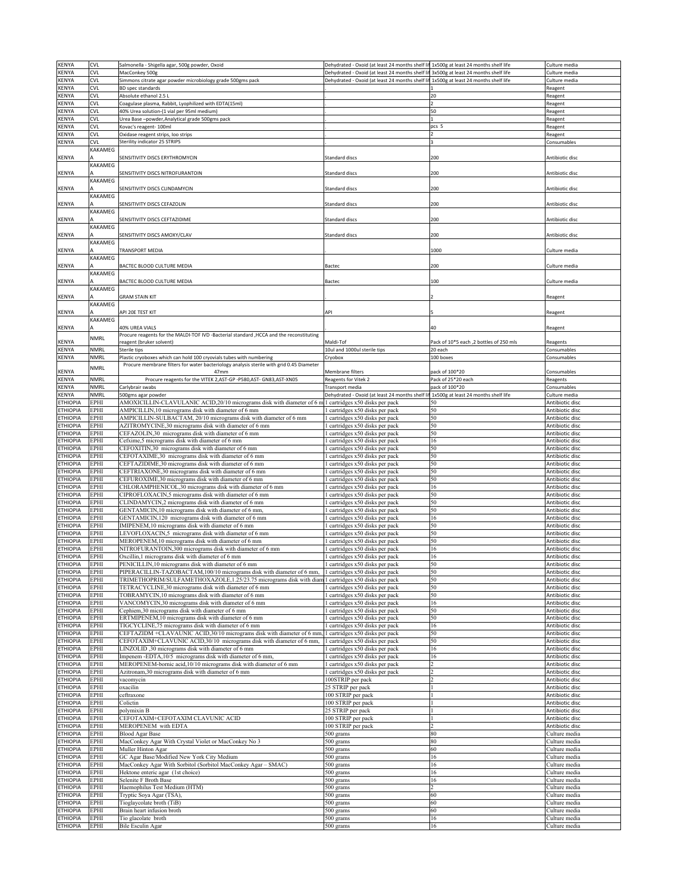| KENYA | CVL | Salmonella - Shigella agar, 500g powder, Oxoid | Dehydrated - Oxoid (at least 24 months shelf lif | 1x500g at least 24 months shelf life | Culture media |
|---|---|---|---|---|---|
| KENYA | CVL | MacConkey 500g | Dehydrated - Oxoid (at least 24 months shelf lif | 3x500g at least 24 months shelf life | Culture media |
| KENYA | CVL | Simmons citrate agar powder microbiology grade 500gms pack | Dehydrated - Oxoid (at least 24 months shelf lif | 1x500g at least 24 months shelf life | Culture media |
| KENYA | CVL | BD spec standards | . | 1 | Reagent |
| KENYA | CVL | Absolute ethanol 2.5 L | . | 20 | Reagent |
| KENYA | CVL | Coagulase plasma, Rabbit, Lyophilized with EDTA(15ml) | . | 2 | Reagent |
| KENYA | CVL | 40% Urea solution-(1 vial per 95ml medium) | . | 50 | Reagent |
| KENYA | CVL | Urea Base –powder,Analytical grade 500gms pack | . | 1 | Reagent |
| KENYA | CVL | Kovac's reagent- 100ml | . | pcs 5 | Reagent |
| KENYA | CVL | Oxidase reagent strips, loo strips | . | 2 | Reagent |
| KENYA | CVL | Sterility indicator 25 STRIPS | . | 3 | Consumables |
| KENYA | KAKAMEGA | SENSITIVITY DISCS ERYTHROMYCIN | Standard discs | 200 | Antibiotic disc |
| KENYA | KAKAMEGA | SENSITIVITY DISCS NITROFURANTOIN | Standard discs | 200 | Antibiotic disc |
| KENYA | KAKAMEGA | SENSITIVITY DISCS CLINDAMYCIN | Standard discs | 200 | Antibiotic disc |
| KENYA | KAKAMEGA | SENSITIVITY DISCS CEFAZOLIN | Standard discs | 200 | Antibiotic disc |
| KENYA | KAKAMEGA | SENSITIVITY DISCS CEFTAZIDIME | Standard discs | 200 | Antibiotic disc |
| KENYA | KAKAMEGA | SENSITIVITY DISCS AMOXY/CLAV | Standard discs | 200 | Antibiotic disc |
| KENYA | KAKAMEGA | TRANSPORT MEDIA | | 1000 | Culture media |
| KENYA | KAKAMEGA | BACTEC BLOOD CULTURE MEDIA | Bactec | 200 | Culture media |
| KENYA | KAKAMEGA | BACTEC BLOOD CULTURE MEDIA | Bactec | 100 | Culture media |
| KENYA | KAKAMEGA | GRAM STAIN KIT | . | 2 | Reagent |
| KENYA | KAKAMEGA | API 20E TEST KIT | API | 5 | Reagent |
| KENYA | KAKAMEGA | 40% UREA VIALS | . | 40 | Reagent |
| KENYA | NMRL | Procure reagents for the MALDI-TOF IVD -Bacterial standard ,HCCA and the reconstituting reagent (bruker solvent) | Maldi-Tof | Pack of 10*5 each ,2 bottles of 250 mls | Reagents |
| KENYA | NMRL | Sterile tips | 10ul and 1000ul sterile tips | 20 each | Consumables |
| KENYA | NMRL | Plastic cryoboxes which can hold 100 cryovials tubes with numbering | Cryobox | 100 boxes | Consumables |
| KENYA | NMRL | Procure membrane filters for water bacteriology analysis sterile with grid 0.45 Diameter 47mm | Membrane filters | pack of 100*20 | Consumables |
| KENYA | NMRL | Procure reagents for the VITEK 2,AST-GP -P580,AST- GN83,AST-XN05 | Reagents for Vitek 2 | Pack of 25*20 each | Reagents |
| KENYA | NMRL | Carlybrair swabs | Transport media | pack of 100*20 | Consumables |
| KENYA | NMRL | 500gms agar powder | Dehydrated - Oxoid (at least 24 months shelf lif | 1x500g at least 24 months shelf life | Culture media |
| ETHIOPIA | EPHI | AMOXICILLIN-CLAVULANIC ACID,20/10 micrograms disk with diameter of 6 m | 1 cartridges x50 disks per pack | 50 | Antibiotic disc |
| ETHIOPIA | EPHI | AMPICILLIN,10 micrograms disk with diameter of 6 mm | 1 cartridges x50 disks per pack | 50 | Antibiotic disc |
| ETHIOPIA | EPHI | AMPICILLIN-SULBACTAM, 20/10 micrograms disk with diameter of 6 mm | 1 cartridges x50 disks per pack | 50 | Antibiotic disc |
| ETHIOPIA | EPHI | AZITROMYCINE,30 micrograms disk with diameter of 6 mm | 1 cartridges x50 disks per pack | 50 | Antibiotic disc |
| ETHIOPIA | EPHI | CEFAZOLIN,30 micrograms disk with diameter of 6 mm | 1 cartridges x50 disks per pack | 50 | Antibiotic disc |
| ETHIOPIA | EPHI | Cefxime,5 micrograms disk with diameter of 6 mm | 1 cartridges x50 disks per pack | 16 | Antibiotic disc |
| ETHIOPIA | EPHI | CEFOXITIN,30 micrograms disk with diameter of 6 mm | 1 cartridges x50 disks per pack | 50 | Antibiotic disc |
| ETHIOPIA | EPHI | CEFOTAXIME,30 micrograms disk with diameter of 6 mm | 1 cartridges x50 disks per pack | 50 | Antibiotic disc |
| ETHIOPIA | EPHI | CEFTAZIDIME,30 micrograms disk with diameter of 6 mm | 1 cartridges x50 disks per pack | 50 | Antibiotic disc |
| ETHIOPIA | EPHI | CEFTRIAXONE,30 micrograms disk with diameter of 6 mm | 1 cartridges x50 disks per pack | 50 | Antibiotic disc |
| ETHIOPIA | EPHI | CEFUROXIME,30 micrograms disk with diameter of 6 mm | 1 cartridges x50 disks per pack | 50 | Antibiotic disc |
| ETHIOPIA | EPHI | CHLORAMPHENICOL,30 micrograms disk with diameter of 6 mm | 1 cartridges x50 disks per pack | 16 | Antibiotic disc |
| ETHIOPIA | EPHI | CIPROFLOXACIN,5 micrograms disk with diameter of 6 mm | 1 cartridges x50 disks per pack | 50 | Antibiotic disc |
| ETHIOPIA | EPHI | CLINDAMYCIN,2 micrograms disk with diameter of 6 mm | 1 cartridges x50 disks per pack | 50 | Antibiotic disc |
| ETHIOPIA | EPHI | GENTAMICIN,10 micrograms disk with diameter of 6 mm, | 1 cartridges x50 disks per pack | 50 | Antibiotic disc |
| ETHIOPIA | EPHI | GENTAMICIN,120 micrograms disk with diameter of 6 mm | 1 cartridges x50 disks per pack | 16 | Antibiotic disc |
| ETHIOPIA | EPHI | IMIPENEM,10 micrograms disk with diameter of 6 mm | 1 cartridges x50 disks per pack | 50 | Antibiotic disc |
| ETHIOPIA | EPHI | LEVOFLOXACIN,5 micrograms disk with diameter of 6 mm | 1 cartridges x50 disks per pack | 50 | Antibiotic disc |
| ETHIOPIA | EPHI | MEROPENEM,10 micrograms disk with diameter of 6 mm | 1 cartridges x50 disks per pack | 50 | Antibiotic disc |
| ETHIOPIA | EPHI | NITROFURANTOIN,300 micrograms disk with diameter of 6 mm | 1 cartridges x50 disks per pack | 16 | Antibiotic disc |
| ETHIOPIA | EPHI | Oxcillin,1 micrograms disk with diameter of 6 mm | 1 cartridges x50 disks per pack | 16 | Antibiotic disc |
| ETHIOPIA | EPHI | PENICILLIN,10 micrograms disk with diameter of 6 mm | 1 cartridges x50 disks per pack | 50 | Antibiotic disc |
| ETHIOPIA | EPHI | PIPERACILLIN-TAZOBACTAM,100/10 micrograms disk with diameter of 6 mm, | 1 cartridges x50 disks per pack | 50 | Antibiotic disc |
| ETHIOPIA | EPHI | TRIMETHOPRIM/SULFAMETHOXAZOLE,1.25/23.75 micrograms disk with diam | 1 cartridges x50 disks per pack | 50 | Antibiotic disc |
| ETHIOPIA | EPHI | TETRACYCLINE,30 micrograms disk with diameter of 6 mm | 1 cartridges x50 disks per pack | 50 | Antibiotic disc |
| ETHIOPIA | EPHI | TOBRAMYCIN,10 micrograms disk with diameter of 6 mm | 1 cartridges x50 disks per pack | 50 | Antibiotic disc |
| ETHIOPIA | EPHI | VANCOMYCIN,30 micrograms disk with diameter of 6 mm | 1 cartridges x50 disks per pack | 16 | Antibiotic disc |
| ETHIOPIA | EPHI | Cephiem,30 micrograms disk with diameter of 6 mm | 1 cartridges x50 disks per pack | 50 | Antibiotic disc |
| ETHIOPIA | EPHI | ERTMIPENEM,10 micrograms disk with diameter of 6 mm | 1 cartridges x50 disks per pack | 50 | Antibiotic disc |
| ETHIOPIA | EPHI | TIGCYCLINE,75 micrograms disk with diameter of 6 mm | 1 cartridges x50 disks per pack | 16 | Antibiotic disc |
| ETHIOPIA | EPHI | CEFTAZIDM +CLAVAUNIC ACID,30/10 micrograms disk with diameter of 6 mm, | 1 cartridges x50 disks per pack | 50 | Antibiotic disc |
| ETHIOPIA | EPHI | CEFOTAXIM+CLAVUNIC ACID,30/10 micrograms disk with diameter of 6 mm, | 1 cartridges x50 disks per pack | 50 | Antibiotic disc |
| ETHIOPIA | EPHI | LINZOLID ,30 micrograms disk with diameter of 6 mm | 1 cartridges x50 disks per pack | 16 | Antibiotic disc |
| ETHIOPIA | EPHI | Impenem -EDTA,10/5 micrograms disk with diameter of 6 mm, | 1 cartridges x50 disks per pack | 16 | Antibiotic disc |
| ETHIOPIA | EPHI | MEROPENEM-bornic acid,10/10 micrograms disk with diameter of 6 mm | 1 cartridges x50 disks per pack | 2 | Antibiotic disc |
| ETHIOPIA | EPHI | Azitronam,30 micrograms disk with diameter of 6 mm | 1 cartridges x50 disks per pack | 2 | Antibiotic disc |
| ETHIOPIA | EPHI | vacomycin | 100STRIP per pack | 2 | Antibiotic disc |
| ETHIOPIA | EPHI | oxacilin | 25 STRIP per pack | 1 | Antibiotic disc |
| ETHIOPIA | EPHI | ceftraxone | 100 STRIP per pack | 1 | Antibiotic disc |
| ETHIOPIA | EPHI | Colictin | 100 STRIP per pack | 1 | Antibiotic disc |
| ETHIOPIA | EPHI | polymixin B | 25 STRIP per pack | 1 | Antibiotic disc |
| ETHIOPIA | EPHI | CEFOTAXIM+CEFOTAXIM CLAVUNIC ACID | 100 STRIP per pack | 1 | Antibiotic disc |
| ETHIOPIA | EPHI | MEROPENEM with EDTA | 100 STRIP per pack | 2 | Antibiotic disc |
| ETHIOPIA | EPHI | Blood Agar Base | 500 grams | 80 | Culture media |
| ETHIOPIA | EPHI | MacConkey Agar With Crystal Violet or MacConkey No 3 | 500 grams | 80 | Culture media |
| ETHIOPIA | EPHI | Muller Hinton Agar | 500 grams | 60 | Culture media |
| ETHIOPIA | EPHI | GC Agar Base/Modified New York City Medium | 500 grams | 16 | Culture media |
| ETHIOPIA | EPHI | MacConkey Agar With Sorbitol (Sorbitol MacConkey Agar – SMAC) | 500 grams | 16 | Culture media |
| ETHIOPIA | EPHI | Hektone enteric agar (1st choice) | 500 grams | 16 | Culture media |
| ETHIOPIA | EPHI | Selenite F Broth Base | 500 grams | 16 | Culture media |
| ETHIOPIA | EPHI | Haemophilus Test Medium (HTM) | 500 grams | 2 | Culture media |
| ETHIOPIA | EPHI | Tryptic Soya Agar (TSA), | 500 grams | 60 | Culture media |
| ETHIOPIA | EPHI | Tioglaycolate broth (TiB) | 500 grams | 60 | Culture media |
| ETHIOPIA | EPHI | Brain heart infusion broth | 500 grams | 60 | Culture media |
| ETHIOPIA | EPHI | Tio glacolate broth | 500 grams | 16 | Culture media |
| ETHIOPIA | EPHI | Bile Esculin Agar | 500 grams | 16 | Culture media |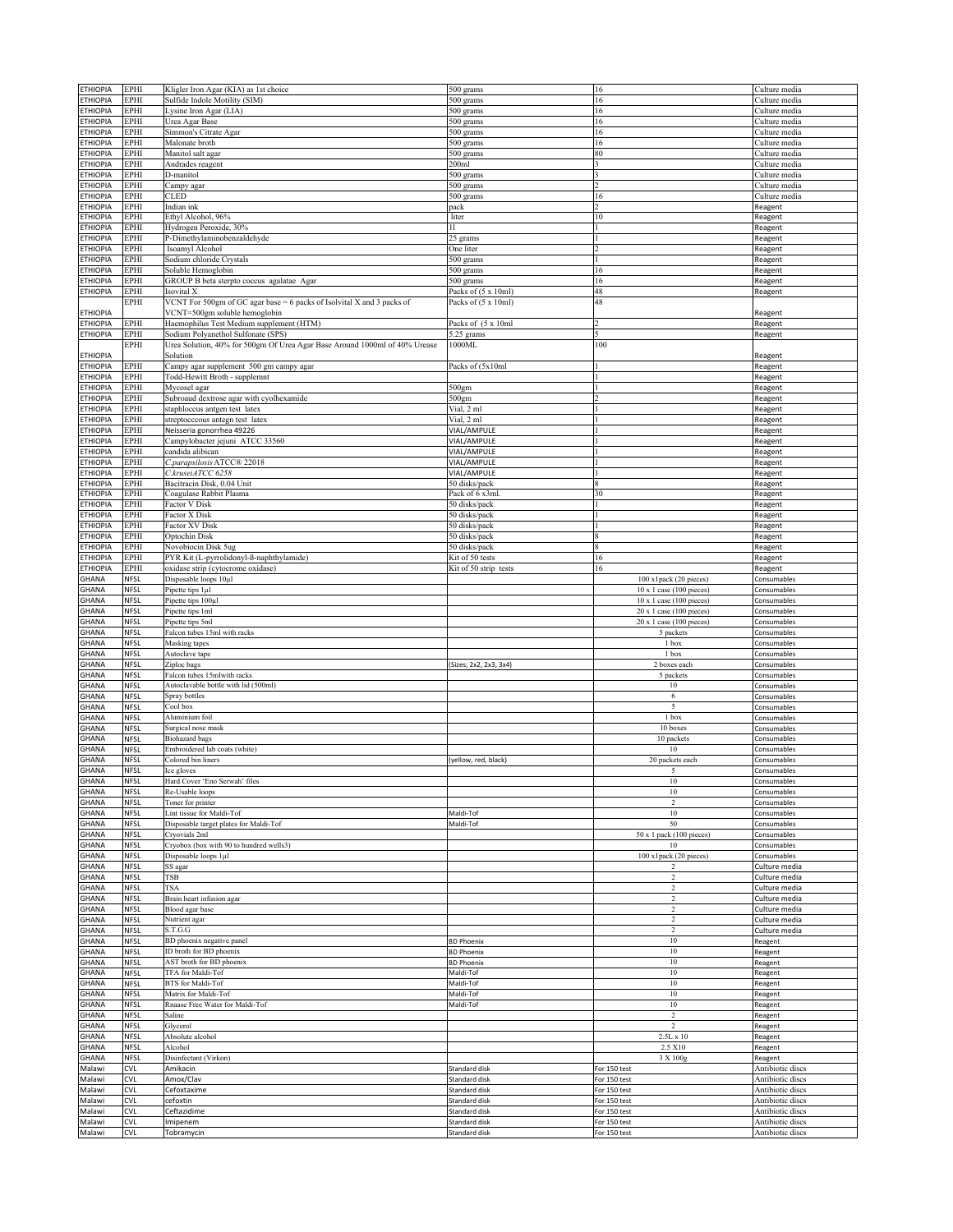| ETHIOPIA | EPHI | Kligler Iron Agar (KIA) as 1st choice | 500 grams | 16 | Culture media |
|---|---|---|---|---|---|
| ETHIOPIA | EPHI | Sulfide Indole Motility (SIM) | 500 grams | 16 | Culture media |
| ETHIOPIA | EPHI | Lysine Iron Agar (LIA) | 500 grams | 16 | Culture media |
| ETHIOPIA | EPHI | Urea Agar Base | 500 grams | 16 | Culture media |
| ETHIOPIA | EPHI | Simmon's Citrate Agar | 500 grams | 16 | Culture media |
| ETHIOPIA | EPHI | Malonate broth | 500 grams | 16 | Culture media |
| ETHIOPIA | EPHI | Manitol salt agar | 500 grams | 80 | Culture media |
| ETHIOPIA | EPHI | Andrades reagent | 200ml | 3 | Culture media |
| ETHIOPIA | EPHI | D-manitol | 500 grams | 3 | Culture media |
| ETHIOPIA | EPHI | Campy agar | 500 grams | 2 | Culture media |
| ETHIOPIA | EPHI | CLED | 500 grams | 16 | Culture media |
| ETHIOPIA | EPHI | Indian ink | pack | 2 | Reagent |
| ETHIOPIA | EPHI | Ethyl Alcohol, 96% | liter | 10 | Reagent |
| ETHIOPIA | EPHI | Hydrogen Peroxide, 30% | 1l | 1 | Reagent |
| ETHIOPIA | EPHI | P-Dimethylaminobenzaldehyde | 25 grams | 1 | Reagent |
| ETHIOPIA | EPHI | Isoamyl Alcohol | One liter | 2 | Reagent |
| ETHIOPIA | EPHI | Sodium chloride Crystals | 500 grams | 1 | Reagent |
| ETHIOPIA | EPHI | Soluble Hemoglobin | 500 grams | 16 | Reagent |
| ETHIOPIA | EPHI | GROUP B beta sterpto coccus agalatae Agar | 500 grams | 16 | Reagent |
| ETHIOPIA | EPHI | Isovital X | Packs of (5 x 10ml) | 48 | Reagent |
| ETHIOPIA | EPHI | VCNT For 500gm of GC agar base = 6 packs of Isolvital X and 3 packs of VCNT=500gm soluble hemoglobin | Packs of (5 x 10ml) | 48 | Reagent |
| ETHIOPIA | EPHI | Haemophilus Test Medium supplement (HTM) | Packs of (5 x 10ml | 2 | Reagent |
| ETHIOPIA | EPHI | Sodium Polyanethol Sulfonate (SPS) | 5.25 grams | 5 | Reagent |
| ETHIOPIA | EPHI | Urea Solution, 40% for 500gm Of Urea Agar Base Around 1000ml of 40% Urease Solution | 1000ML | 100 | Reagent |
| ETHIOPIA | EPHI | Campy agar supplement 500 gm campy agar | Packs of (5x10ml | 1 | Reagent |
| ETHIOPIA | EPHI | Todd-Hewitt Broth - supplemnt | | 1 | Reagent |
| ETHIOPIA | EPHI | Mycosel agar | 500gm | 1 | Reagent |
| ETHIOPIA | EPHI | Subroaud dextrose agar with cyolhexamide | 500gm | 2 | Reagent |
| ETHIOPIA | EPHI | staphloccus antgen test latex | Vial, 2 ml | 1 | Reagent |
| ETHIOPIA | EPHI | streptocccous antegn test latex | Vial, 2 ml | 1 | Reagent |
| ETHIOPIA | EPHI | Neisseria gonorrhea 49226 | VIAL/AMPULE | 1 | Reagent |
| ETHIOPIA | EPHI | Campylobacter jejuni ATCC 33560 | VIAL/AMPULE | 1 | Reagent |
| ETHIOPIA | EPHI | candida alibican | VIAL/AMPULE | 1 | Reagent |
| ETHIOPIA | EPHI | *C.parapsilosis* ATCC® 22018 | VIAL/AMPULE | 1 | Reagent |
| ETHIOPIA | EPHI | *C.kruseiATCC 6258* | VIAL/AMPULE | 1 | Reagent |
| ETHIOPIA | EPHI | Bacitracin Disk, 0.04 Unit | 50 disks/pack | 8 | Reagent |
| ETHIOPIA | EPHI | Coagulase Rabbit Plasma | Pack of 6 x3ml. | 30 | Reagent |
| ETHIOPIA | EPHI | Factor V Disk | 50 disks/pack | 1 | Reagent |
| ETHIOPIA | EPHI | Factor X Disk | 50 disks/pack | 1 | Reagent |
| ETHIOPIA | EPHI | Factor XV Disk | 50 disks/pack | 1 | Reagent |
| ETHIOPIA | EPHI | Optochin Disk | 50 disks/pack | 8 | Reagent |
| ETHIOPIA | EPHI | Novobiocin Disk 5ug | 50 disks/pack | 8 | Reagent |
| ETHIOPIA | EPHI | PYR Kit (L-pyrrolidonyl-ß-naphthylamide) | Kit of 50 tests | 16 | Reagent |
| ETHIOPIA | EPHI | oxidase strip (cytocrome oxidase) | Kit of 50 strip tests | 16 | Reagent |
| GHANA | NFSL | Disposable loops 10µl | | 100 x1pack (20 pieces) | Consumables |
| GHANA | NFSL | Pipette tips 1µl | | 10 x 1 case (100 pieces) | Consumables |
| GHANA | NFSL | Pipette tips 100µl | | 10 x 1 case (100 pieces) | Consumables |
| GHANA | NFSL | Pipette tips 1ml | | 20 x 1 case (100 pieces) | Consumables |
| GHANA | NFSL | Pipette tips 5ml | | 20 x 1 case (100 pieces) | Consumables |
| GHANA | NFSL | Falcon tubes 15ml with racks | | 5 packets | Consumables |
| GHANA | NFSL | Masking tapes | | 1 box | Consumables |
| GHANA | NFSL | Autoclave tape | | 1 box | Consumables |
| GHANA | NFSL | Ziploc bags | (Sizes; 2x2, 2x3, 3x4) | 2 boxes each | Consumables |
| GHANA | NFSL | Falcon tubes 15mlwith racks | | 5 packets | Consumables |
| GHANA | NFSL | Autoclavable bottle with lid (500ml) | | 10 | Consumables |
| GHANA | NFSL | Spray bottles | | 6 | Consumables |
| GHANA | NFSL | Cool box | | 5 | Consumables |
| GHANA | NFSL | Aluminium foil | | 1 box | Consumables |
| GHANA | NFSL | Surgical nose mask | | 10 boxes | Consumables |
| GHANA | NFSL | Biohazard bags | | 10 packets | Consumables |
| GHANA | NFSL | Embroidered lab coats (white) | | 10 | Consumables |
| GHANA | NFSL | Colored bin liners | (yellow, red, black) | 20 packets each | Consumables |
| GHANA | NFSL | Ice gloves | | 5 | Consumables |
| GHANA | NFSL | Hard Cover 'Eno Serwah' files | | 10 | Consumables |
| GHANA | NFSL | Re-Usable loops | | 10 | Consumables |
| GHANA | NFSL | Toner for printer | | 2 | Consumables |
| GHANA | NFSL | Lint tissue for Maldi-Tof | Maldi-Tof | 10 | Consumables |
| GHANA | NFSL | Disposable target plates for Maldi-Tof | Maldi-Tof | 50 | Consumables |
| GHANA | NFSL | Cryovials 2ml | | 50 x 1 pack (100 pieces) | Consumables |
| GHANA | NFSL | Cryobox (box with 90 to hundred wells3) | | 10 | Consumables |
| GHANA | NFSL | Disposable loops 1µl | | 100 x1pack (20 pieces) | Consumables |
| GHANA | NFSL | SS agar | | 2 | Culture media |
| GHANA | NFSL | TSB | | 2 | Culture media |
| GHANA | NFSL | TSA | | 2 | Culture media |
| GHANA | NFSL | Brain heart infusion agar | | 2 | Culture media |
| GHANA | NFSL | Blood agar base | | 2 | Culture media |
| GHANA | NFSL | Nutrient agar | | 2 | Culture media |
| GHANA | NFSL | S.T.G.G | | 2 | Culture media |
| GHANA | NFSL | BD phoenix negative panel | BD Phoenix | 10 | Reagent |
| GHANA | NFSL | ID broth for BD phoenix | BD Phoenix | 10 | Reagent |
| GHANA | NFSL | AST broth for BD phoenix | BD Phoenix | 10 | Reagent |
| GHANA | NFSL | TFA for Maldi-Tof | Maldi-Tof | 10 | Reagent |
| GHANA | NFSL | BTS for Maldi-Tof | Maldi-Tof | 10 | Reagent |
| GHANA | NFSL | Matrix for Maldi-Tof | Maldi-Tof | 10 | Reagent |
| GHANA | NFSL | Rnaase Free Water for Maldi-Tof | Maldi-Tof | 10 | Reagent |
| GHANA | NFSL | Saline | | 2 | Reagent |
| GHANA | NFSL | Glycerol | | 2 | Reagent |
| GHANA | NFSL | Absolute alcohol | | 2.5L x 10 | Reagent |
| GHANA | NFSL | Alcohol | | 2.5 X10 | Reagent |
| GHANA | NFSL | Disinfectant (Virkon) | | 3 X 100g | Reagent |
| Malawi | CVL | Amikacin | Standard disk | For 150 test | Antibiotic discs |
| Malawi | CVL | Amox/Clav | Standard disk | For 150 test | Antibiotic discs |
| Malawi | CVL | Cefoxtaxime | Standard disk | For 150 test | Antibiotic discs |
| Malawi | CVL | cefoxtin | Standard disk | For 150 test | Antibiotic discs |
| Malawi | CVL | Ceftazidime | Standard disk | For 150 test | Antibiotic discs |
| Malawi | CVL | Imipenem | Standard disk | For 150 test | Antibiotic discs |
| Malawi | CVL | Tobramycin | Standard disk | For 150 test | Antibiotic discs |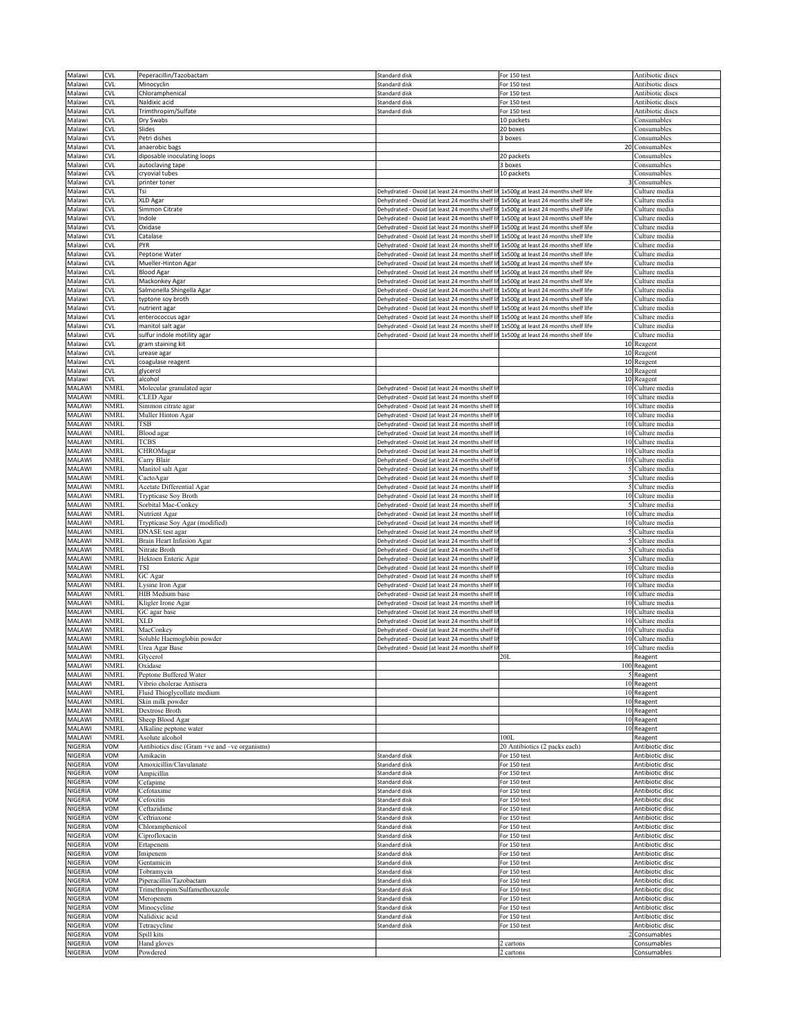| | | | | | |
|---|---|---|---|---|---|
| Malawi | CVL | Peperacillin/Tazobactam | Standard disk | For 150 test | Antibiotic discs |
| Malawi | CVL | Minocyclin | Standard disk | For 150 test | Antibiotic discs |
| Malawi | CVL | Chloramphenical | Standard disk | For 150 test | Antibiotic discs |
| Malawi | CVL | Naldixic acid | Standard disk | For 150 test | Antibiotic discs |
| Malawi | CVL | Trimthropim/Sulfate | Standard disk | For 150 test | Antibiotic discs |
| Malawi | CVL | Dry Swabs | | 10 packets | Consumables |
| Malawi | CVL | Slides | | 20 boxes | Consumables |
| Malawi | CVL | Petri dishes | | 3 boxes | Consumables |
| Malawi | CVL | anaerobic bags | | 20 | Consumables |
| Malawi | CVL | diposable inoculating loops | | 20 packets | Consumables |
| Malawi | CVL | autoclaving tape | | 3 boxes | Consumables |
| Malawi | CVL | cryovial tubes | | 10 packets | Consumables |
| Malawi | CVL | printer toner | | 3 | Consumables |
| Malawi | CVL | Tsi | Dehydrated - Oxoid (at least 24 months shelf lif | 1x500g at least 24 months shelf life | Culture media |
| Malawi | CVL | XLD Agar | Dehydrated - Oxoid (at least 24 months shelf lif | 1x500g at least 24 months shelf life | Culture media |
| Malawi | CVL | Simmon Citrate | Dehydrated - Oxoid (at least 24 months shelf lif | 1x500g at least 24 months shelf life | Culture media |
| Malawi | CVL | Indole | Dehydrated - Oxoid (at least 24 months shelf lif | 1x500g at least 24 months shelf life | Culture media |
| Malawi | CVL | Oxidase | Dehydrated - Oxoid (at least 24 months shelf lif | 1x500g at least 24 months shelf life | Culture media |
| Malawi | CVL | Catalase | Dehydrated - Oxoid (at least 24 months shelf lif | 1x500g at least 24 months shelf life | Culture media |
| Malawi | CVL | PYR | Dehydrated - Oxoid (at least 24 months shelf lif | 1x500g at least 24 months shelf life | Culture media |
| Malawi | CVL | Peptone Water | Dehydrated - Oxoid (at least 24 months shelf lif | 1x500g at least 24 months shelf life | Culture media |
| Malawi | CVL | Mueller-Hinton Agar | Dehydrated - Oxoid (at least 24 months shelf lif | 1x500g at least 24 months shelf life | Culture media |
| Malawi | CVL | Blood Agar | Dehydrated - Oxoid (at least 24 months shelf lif | 1x500g at least 24 months shelf life | Culture media |
| Malawi | CVL | Mackonkey Agar | Dehydrated - Oxoid (at least 24 months shelf lif | 1x500g at least 24 months shelf life | Culture media |
| Malawi | CVL | Salmonella Shingella Agar | Dehydrated - Oxoid (at least 24 months shelf lif | 1x500g at least 24 months shelf life | Culture media |
| Malawi | CVL | typtone soy broth | Dehydrated - Oxoid (at least 24 months shelf lif | 1x500g at least 24 months shelf life | Culture media |
| Malawi | CVL | nutrient agar | Dehydrated - Oxoid (at least 24 months shelf lif | 1x500g at least 24 months shelf life | Culture media |
| Malawi | CVL | enterococcus agar | Dehydrated - Oxoid (at least 24 months shelf lif | 1x500g at least 24 months shelf life | Culture media |
| Malawi | CVL | manitol salt agar | Dehydrated - Oxoid (at least 24 months shelf lif | 1x500g at least 24 months shelf life | Culture media |
| Malawi | CVL | sulfur indole motility agar | Dehydrated - Oxoid (at least 24 months shelf lif | 1x500g at least 24 months shelf life | Culture media |
| Malawi | CVL | gram staining kit | | 10 | Reagent |
| Malawi | CVL | urease agar | | 10 | Reagent |
| Malawi | CVL | coagulase reagent | | 10 | Reagent |
| Malawi | CVL | glycerol | | 10 | Reagent |
| Malawi | CVL | alcohol | | 10 | Reagent |
| MALAWI | NMRL | Molecular granulated agar | Dehydrated - Oxoid (at least 24 months shelf li | 10 | Culture media |
| MALAWI | NMRL | CLED Agar | Dehydrated - Oxoid (at least 24 months shelf li | 10 | Culture media |
| MALAWI | NMRL | Simmon citrate agar | Dehydrated - Oxoid (at least 24 months shelf li | 10 | Culture media |
| MALAWI | NMRL | Muller Hinton Agar | Dehydrated - Oxoid (at least 24 months shelf li | 10 | Culture media |
| MALAWI | NMRL | TSB | Dehydrated - Oxoid (at least 24 months shelf li | 10 | Culture media |
| MALAWI | NMRL | Blood agar | Dehydrated - Oxoid (at least 24 months shelf li | 10 | Culture media |
| MALAWI | NMRL | TCBS | Dehydrated - Oxoid (at least 24 months shelf li | 10 | Culture media |
| MALAWI | NMRL | CHROMagar | Dehydrated - Oxoid (at least 24 months shelf li | 10 | Culture media |
| MALAWI | NMRL | Carry Blair | Dehydrated - Oxoid (at least 24 months shelf li | 10 | Culture media |
| MALAWI | NMRL | Manitol salt Agar | Dehydrated - Oxoid (at least 24 months shelf li | 5 | Culture media |
| MALAWI | NMRL | CactoAgar | Dehydrated - Oxoid (at least 24 months shelf li | 5 | Culture media |
| MALAWI | NMRL | Acetate Differential Agar | Dehydrated - Oxoid (at least 24 months shelf li | 5 | Culture media |
| MALAWI | NMRL | Trypticase Soy Broth | Dehydrated - Oxoid (at least 24 months shelf li | 10 | Culture media |
| MALAWI | NMRL | Sorbital Mac-Conkey | Dehydrated - Oxoid (at least 24 months shelf li | 5 | Culture media |
| MALAWI | NMRL | Nutrient Agar | Dehydrated - Oxoid (at least 24 months shelf li | 10 | Culture media |
| MALAWI | NMRL | Trypticase Soy Agar (modified) | Dehydrated - Oxoid (at least 24 months shelf li | 10 | Culture media |
| MALAWI | NMRL | DNASE test agar | Dehydrated - Oxoid (at least 24 months shelf li | 5 | Culture media |
| MALAWI | NMRL | Brain Heart Infusion Agar | Dehydrated - Oxoid (at least 24 months shelf li | 5 | Culture media |
| MALAWI | NMRL | Nitrate Broth | Dehydrated - Oxoid (at least 24 months shelf li | 5 | Culture media |
| MALAWI | NMRL | Hektoen Enteric Agar | Dehydrated - Oxoid (at least 24 months shelf li | 5 | Culture media |
| MALAWI | NMRL | TSI | Dehydrated - Oxoid (at least 24 months shelf li | 10 | Culture media |
| MALAWI | NMRL | GC Agar | Dehydrated - Oxoid (at least 24 months shelf li | 10 | Culture media |
| MALAWI | NMRL | Lysine Iron Agar | Dehydrated - Oxoid (at least 24 months shelf li | 10 | Culture media |
| MALAWI | NMRL | HIB Medium base | Dehydrated - Oxoid (at least 24 months shelf li | 10 | Culture media |
| MALAWI | NMRL | Kligler Irone Agar | Dehydrated - Oxoid (at least 24 months shelf li | 10 | Culture media |
| MALAWI | NMRL | GC agar base | Dehydrated - Oxoid (at least 24 months shelf li | 10 | Culture media |
| MALAWI | NMRL | XLD | Dehydrated - Oxoid (at least 24 months shelf li | 10 | Culture media |
| MALAWI | NMRL | MacConkey | Dehydrated - Oxoid (at least 24 months shelf li | 10 | Culture media |
| MALAWI | NMRL | Soluble Haemoglobin powder | Dehydrated - Oxoid (at least 24 months shelf li | 10 | Culture media |
| MALAWI | NMRL | Urea Agar Base | Dehydrated - Oxoid (at least 24 months shelf li | 10 | Culture media |
| MALAWI | NMRL | Glycerol | | 20L | Reagent |
| MALAWI | NMRL | Oxidase | | 100 | Reagent |
| MALAWI | NMRL | Peptone Buffered Water | | 5 | Reagent |
| MALAWI | NMRL | Vibrio cholerae Antisera | | 10 | Reagent |
| MALAWI | NMRL | Fluid Thioglycollate medium | | 10 | Reagent |
| MALAWI | NMRL | Skin milk powder | | 10 | Reagent |
| MALAWI | NMRL | Dextrose Broth | | 10 | Reagent |
| MALAWI | NMRL | Sheep Blood Agar | | 10 | Reagent |
| MALAWI | NMRL | Alkaline peptone water | | 10 | Reagent |
| MALAWI | NMRL | Asolute alcohol | | 100L | Reagent |
| NIGERIA | VOM | Antibiotics disc (Gram +ve and –ve organisms) | | 20 Antibiotics (2 packs each) | Antibiotic disc |
| NIGERIA | VOM | Amikacin | Standard disk | For 150 test | Antibiotic disc |
| NIGERIA | VOM | Amoxicillin/Clavulanate | Standard disk | For 150 test | Antibiotic disc |
| NIGERIA | VOM | Ampicillin | Standard disk | For 150 test | Antibiotic disc |
| NIGERIA | VOM | Cefapime | Standard disk | For 150 test | Antibiotic disc |
| NIGERIA | VOM | Cefotaxime | Standard disk | For 150 test | Antibiotic disc |
| NIGERIA | VOM | Cefoxitin | Standard disk | For 150 test | Antibiotic disc |
| NIGERIA | VOM | Ceftazidime | Standard disk | For 150 test | Antibiotic disc |
| NIGERIA | VOM | Ceftriaxone | Standard disk | For 150 test | Antibiotic disc |
| NIGERIA | VOM | Chloramphenicol | Standard disk | For 150 test | Antibiotic disc |
| NIGERIA | VOM | Ciprofloxacin | Standard disk | For 150 test | Antibiotic disc |
| NIGERIA | VOM | Ertapenem | Standard disk | For 150 test | Antibiotic disc |
| NIGERIA | VOM | Imipenem | Standard disk | For 150 test | Antibiotic disc |
| NIGERIA | VOM | Gentamicin | Standard disk | For 150 test | Antibiotic disc |
| NIGERIA | VOM | Tobramycin | Standard disk | For 150 test | Antibiotic disc |
| NIGERIA | VOM | Piperacillin/Tazobactam | Standard disk | For 150 test | Antibiotic disc |
| NIGERIA | VOM | Trimethropim/Sulfamethoxazole | Standard disk | For 150 test | Antibiotic disc |
| NIGERIA | VOM | Meropenem | Standard disk | For 150 test | Antibiotic disc |
| NIGERIA | VOM | Minocycline | Standard disk | For 150 test | Antibiotic disc |
| NIGERIA | VOM | Nalidixic acid | Standard disk | For 150 test | Antibiotic disc |
| NIGERIA | VOM | Tetracycline | Standard disk | For 150 test | Antibiotic disc |
| NIGERIA | VOM | Spill kits | | 2 | Consumables |
| NIGERIA | VOM | Hand gloves | | 2 cartons | Consumables |
| NIGERIA | VOM | Powdered | | 2 cartons | Consumables |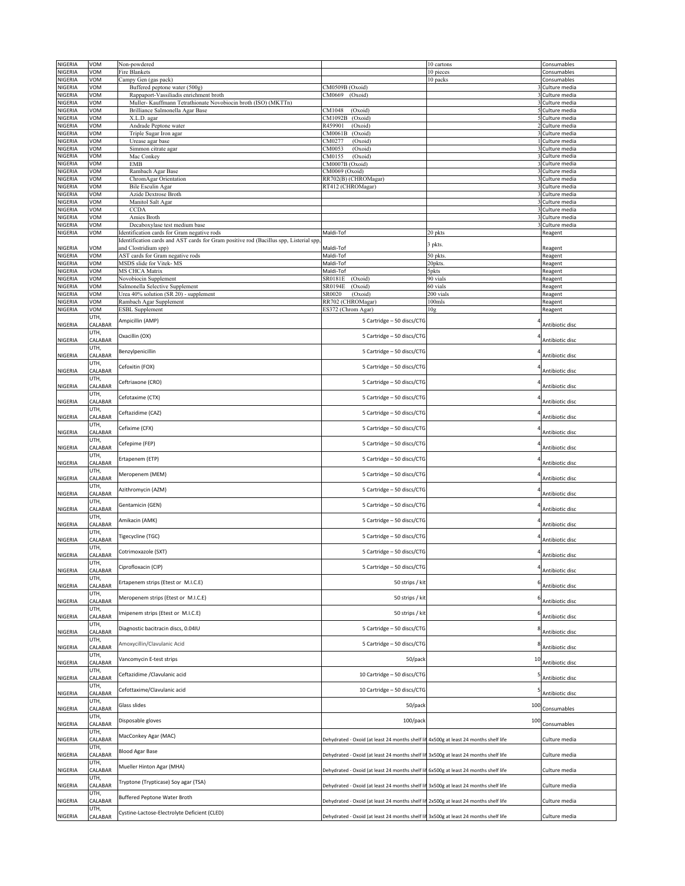| | | | | | |
|---|---|---|---|---|---|
| NIGERIA | VOM | Non-powdered | | 10 cartons | Consumables |
| NIGERIA | VOM | Fire Blankets | | 10 pieces | Consumables |
| NIGERIA | VOM | Campy Gen (gas pack) | | 10 packs | Consumables |
| NIGERIA | VOM | Buffered peptone water (500g) | CM0509B (Oxoid) | 3 | Culture media |
| NIGERIA | VOM | Rappaport-Vassiliadis enrichment broth | CM0669 (Oxoid) | 3 | Culture media |
| NIGERIA | VOM | Muller- Kauffmann Tetrathionate Novobiocin broth (ISO) (MKTTn) | | 3 | Culture media |
| NIGERIA | VOM | Brilliance Salmonella Agar Base | CM1048 (Oxoid) | 5 | Culture media |
| NIGERIA | VOM | X.L.D. agar | CM1092B (Oxoid) | 5 | Culture media |
| NIGERIA | VOM | Andrade Peptone water | R459901 (Oxoid) | 2 | Culture media |
| NIGERIA | VOM | Triple Sugar Iron agar | CM0061B (Oxoid) | 3 | Culture media |
| NIGERIA | VOM | Urease agar base | CM0277 (Oxoid) | 1 | Culture media |
| NIGERIA | VOM | Simmon citrate agar | CM0053 (Oxoid) | 3 | Culture media |
| NIGERIA | VOM | Mac Conkey | CM0155 (Oxoid) | 3 | Culture media |
| NIGERIA | VOM | EMB | CM0007B (Oxoid) | 3 | Culture media |
| NIGERIA | VOM | Rambach Agar Base | CM0069 (Oxoid) | 3 | Culture media |
| NIGERIA | VOM | ChromAgar Orientation | RR702(B) (CHROMagar) | 3 | Culture media |
| NIGERIA | VOM | Bile Esculin Agar | RT412 (CHROMagar) | 3 | Culture media |
| NIGERIA | VOM | Azide Dextrose Broth | | 3 | Culture media |
| NIGERIA | VOM | Manitol Salt Agar | | 3 | Culture media |
| NIGERIA | VOM | CCDA | | 3 | Culture media |
| NIGERIA | VOM | Amies Broth | | 3 | Culture media |
| NIGERIA | VOM | Decaboxylase test medium base | | 3 | Culture media |
| NIGERIA | VOM | Identification cards for Gram negative rods | Maldi-Tof | 20 pkts | Reagent |
| NIGERIA | VOM | Identification cards and AST cards for Gram positive rod (Bacillus spp, Listerial spp, and Clostridium spp) | Maldi-Tof | 3 pkts. | Reagent |
| NIGERIA | VOM | AST cards for Gram negative rods | Maldi-Tof | 50 pkts. | Reagent |
| NIGERIA | VOM | MSDS slide for Vitek- MS | Maldi-Tof | 20pkts. | Reagent |
| NIGERIA | VOM | MS CHCA Matrix | Maldi-Tof | 5pkts | Reagent |
| NIGERIA | VOM | Novobiocin Supplement | SR0181E (Oxoid) | 90 vials | Reagent |
| NIGERIA | VOM | Salmonella Selective Supplement | SR0194E (Oxoid) | 60 vials | Reagent |
| NIGERIA | VOM | Urea 40% solution (SR 20) - supplement | SR0020 (Oxoid) | 200 vials | Reagent |
| NIGERIA | VOM | Rambach Agar Supplement | RR702 (CHROMagar) | 100mls | Reagent |
| NIGERIA | VOM | ESBL Supplement | ES372 (Chrom Agar) | 10g | Reagent |
| NIGERIA | UTH, CALABAR | Ampicillin (AMP) | 5 Cartridge – 50 discs/CTG | 4 | Antibiotic disc |
| NIGERIA | UTH, CALABAR | Oxacillin (OX) | 5 Cartridge – 50 discs/CTG | 4 | Antibiotic disc |
| NIGERIA | UTH, CALABAR | Benzylpenicillin | 5 Cartridge – 50 discs/CTG | 4 | Antibiotic disc |
| NIGERIA | UTH, CALABAR | Cefoxitin (FOX) | 5 Cartridge – 50 discs/CTG | 4 | Antibiotic disc |
| NIGERIA | UTH, CALABAR | Ceftriaxone (CRO) | 5 Cartridge – 50 discs/CTG | 4 | Antibiotic disc |
| NIGERIA | UTH, CALABAR | Cefotaxime (CTX) | 5 Cartridge – 50 discs/CTG | 4 | Antibiotic disc |
| NIGERIA | UTH, CALABAR | Ceftazidime (CAZ) | 5 Cartridge – 50 discs/CTG | 4 | Antibiotic disc |
| NIGERIA | UTH, CALABAR | Cefixime (CFX) | 5 Cartridge – 50 discs/CTG | 4 | Antibiotic disc |
| NIGERIA | UTH, CALABAR | Cefepime (FEP) | 5 Cartridge – 50 discs/CTG | 4 | Antibiotic disc |
| NIGERIA | UTH, CALABAR | Ertapenem (ETP) | 5 Cartridge – 50 discs/CTG | 4 | Antibiotic disc |
| NIGERIA | UTH, CALABAR | Meropenem (MEM) | 5 Cartridge – 50 discs/CTG | 4 | Antibiotic disc |
| NIGERIA | UTH, CALABAR | Azithromycin (AZM) | 5 Cartridge – 50 discs/CTG | 4 | Antibiotic disc |
| NIGERIA | UTH, CALABAR | Gentamicin (GEN) | 5 Cartridge – 50 discs/CTG | 4 | Antibiotic disc |
| NIGERIA | UTH, CALABAR | Amikacin (AMK) | 5 Cartridge – 50 discs/CTG | 4 | Antibiotic disc |
| NIGERIA | UTH, CALABAR | Tigecycline (TGC) | 5 Cartridge – 50 discs/CTG | 4 | Antibiotic disc |
| NIGERIA | UTH, CALABAR | Cotrimoxazole (SXT) | 5 Cartridge – 50 discs/CTG | 4 | Antibiotic disc |
| NIGERIA | UTH, CALABAR | Ciprofloxacin (CIP) | 5 Cartridge – 50 discs/CTG | 4 | Antibiotic disc |
| NIGERIA | UTH, CALABAR | Ertapenem strips (Etest or M.I.C.E) | 50 strips / kit | 6 | Antibiotic disc |
| NIGERIA | UTH, CALABAR | Meropenem strips (Etest or M.I.C.E) | 50 strips / kit | 6 | Antibiotic disc |
| NIGERIA | UTH, CALABAR | Imipenem strips (Etest or M.I.C.E) | 50 strips / kit | 6 | Antibiotic disc |
| NIGERIA | UTH, CALABAR | Diagnostic bacitracin discs, 0.04IU | 5 Cartridge – 50 discs/CTG | 8 | Antibiotic disc |
| NIGERIA | UTH, CALABAR | Amoxycillin/Clavulanic Acid | 5 Cartridge – 50 discs/CTG | 8 | Antibiotic disc |
| NIGERIA | UTH, CALABAR | Vancomycin E-test strips | 50/pack | 10 | Antibiotic disc |
| NIGERIA | UTH, CALABAR | Ceftazidime /Clavulanic acid | 10 Cartridge – 50 discs/CTG | 5 | Antibiotic disc |
| NIGERIA | UTH, CALABAR | Cefottaxime/Clavulanic acid | 10 Cartridge – 50 discs/CTG | 5 | Antibiotic disc |
| NIGERIA | UTH, CALABAR | Glass slides | 50/pack | 100 | Consumables |
| NIGERIA | UTH, CALABAR | Disposable gloves | 100/pack | 100 | Consumables |
| NIGERIA | UTH, CALABAR | MacConkey Agar (MAC) | Dehydrated - Oxoid (at least 24 months shelf lif | 4x500g at least 24 months shelf life | Culture media |
| NIGERIA | UTH, CALABAR | Blood Agar Base | Dehydrated - Oxoid (at least 24 months shelf lif | 3x500g at least 24 months shelf life | Culture media |
| NIGERIA | UTH, CALABAR | Mueller Hinton Agar (MHA) | Dehydrated - Oxoid (at least 24 months shelf lif | 6x500g at least 24 months shelf life | Culture media |
| NIGERIA | UTH, CALABAR | Tryptone (Trypticase) Soy agar (TSA) | Dehydrated - Oxoid (at least 24 months shelf lif | 3x500g at least 24 months shelf life | Culture media |
| NIGERIA | UTH, CALABAR | Buffered Peptone Water Broth | Dehydrated - Oxoid (at least 24 months shelf lif | 2x500g at least 24 months shelf life | Culture media |
| NIGERIA | UTH, CALABAR | Cystine-Lactose-Electrolyte Deficient (CLED) | Dehydrated - Oxoid (at least 24 months shelf lif | 3x500g at least 24 months shelf life | Culture media |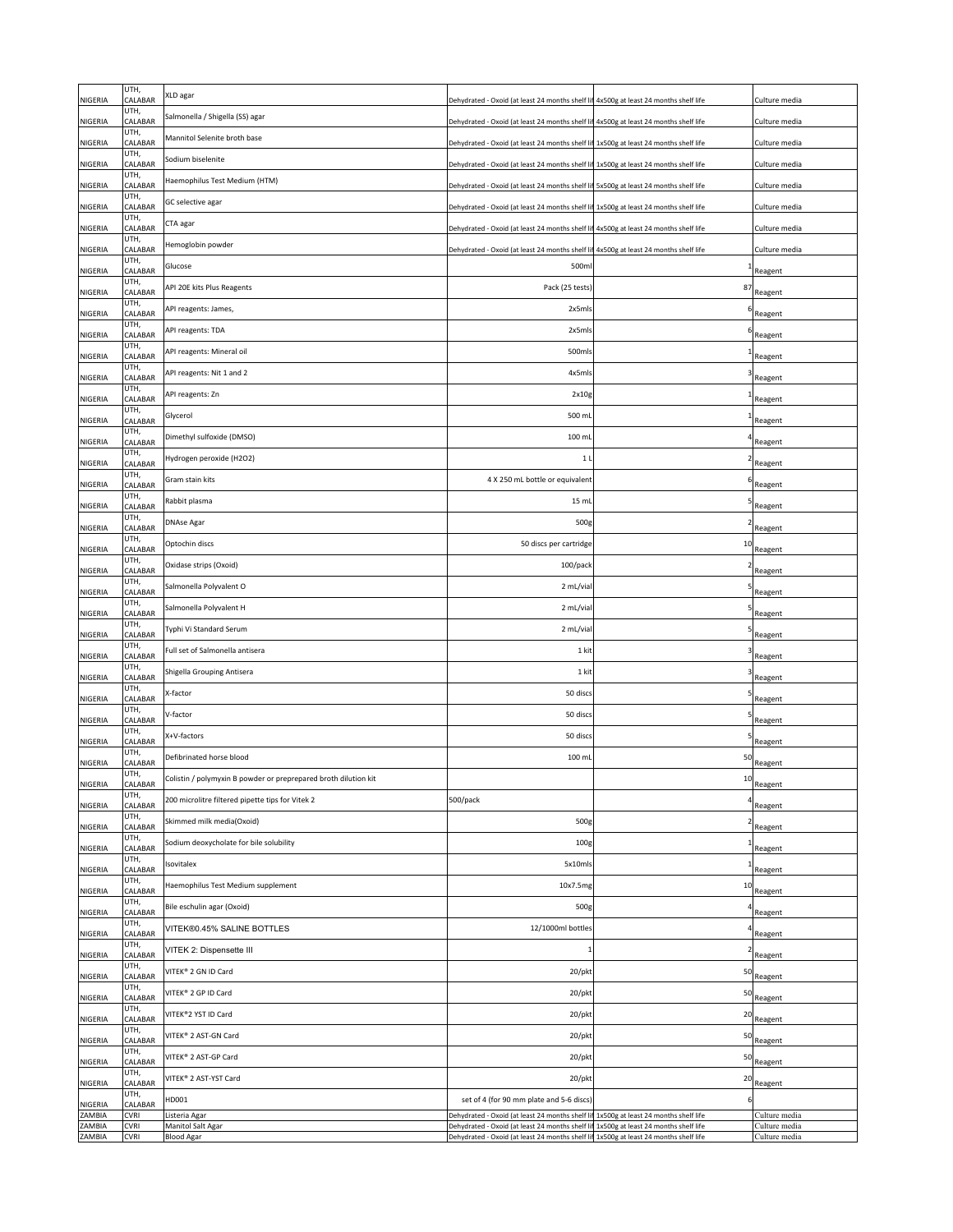| | | | | | |
|---|---|---|---|---|---|
| NIGERIA | UTH, CALABAR | XLD agar | Dehydrated - Oxoid (at least 24 months shelf lif | 4x500g at least 24 months shelf life | Culture media |
| NIGERIA | UTH, CALABAR | Salmonella / Shigella (SS) agar | Dehydrated - Oxoid (at least 24 months shelf lif | 4x500g at least 24 months shelf life | Culture media |
| NIGERIA | UTH, CALABAR | Mannitol Selenite broth base | Dehydrated - Oxoid (at least 24 months shelf lif | 1x500g at least 24 months shelf life | Culture media |
| NIGERIA | UTH, CALABAR | Sodium biselenite | Dehydrated - Oxoid (at least 24 months shelf lif | 1x500g at least 24 months shelf life | Culture media |
| NIGERIA | UTH, CALABAR | Haemophilus Test Medium (HTM) | Dehydrated - Oxoid (at least 24 months shelf lif | 5x500g at least 24 months shelf life | Culture media |
| NIGERIA | UTH, CALABAR | GC selective agar | Dehydrated - Oxoid (at least 24 months shelf lif | 1x500g at least 24 months shelf life | Culture media |
| NIGERIA | UTH, CALABAR | CTA agar | Dehydrated - Oxoid (at least 24 months shelf lif | 4x500g at least 24 months shelf life | Culture media |
| NIGERIA | UTH, CALABAR | Hemoglobin powder | Dehydrated - Oxoid (at least 24 months shelf lif | 4x500g at least 24 months shelf life | Culture media |
| NIGERIA | UTH, CALABAR | Glucose | 500ml | 1 | Reagent |
| NIGERIA | UTH, CALABAR | API 20E kits Plus Reagents | Pack (25 tests) | 87 | Reagent |
| NIGERIA | UTH, CALABAR | API reagents: James, | 2x5mls | 6 | Reagent |
| NIGERIA | UTH, CALABAR | API reagents: TDA | 2x5mls | 6 | Reagent |
| NIGERIA | UTH, CALABAR | API reagents: Mineral oil | 500mls | 1 | Reagent |
| NIGERIA | UTH, CALABAR | API reagents: Nit 1 and 2 | 4x5mls | 3 | Reagent |
| NIGERIA | UTH, CALABAR | API reagents: Zn | 2x10g | 1 | Reagent |
| NIGERIA | UTH, CALABAR | Glycerol | 500 mL | 1 | Reagent |
| NIGERIA | UTH, CALABAR | Dimethyl sulfoxide (DMSO) | 100 mL | 4 | Reagent |
| NIGERIA | UTH, CALABAR | Hydrogen peroxide (H2O2) | 1 L | 2 | Reagent |
| NIGERIA | UTH, CALABAR | Gram stain kits | 4 X 250 mL bottle or equivalent | 6 | Reagent |
| NIGERIA | UTH, CALABAR | Rabbit plasma | 15 mL | 5 | Reagent |
| NIGERIA | UTH, CALABAR | DNAse Agar | 500g | 2 | Reagent |
| NIGERIA | UTH, CALABAR | Optochin discs | 50 discs per cartridge | 10 | Reagent |
| NIGERIA | UTH, CALABAR | Oxidase strips (Oxoid) | 100/pack | 2 | Reagent |
| NIGERIA | UTH, CALABAR | Salmonella Polyvalent O | 2 mL/vial | 5 | Reagent |
| NIGERIA | UTH, CALABAR | Salmonella Polyvalent H | 2 mL/vial | 5 | Reagent |
| NIGERIA | UTH, CALABAR | Typhi Vi Standard Serum | 2 mL/vial | 5 | Reagent |
| NIGERIA | UTH, CALABAR | Full set of Salmonella antisera | 1 kit | 3 | Reagent |
| NIGERIA | UTH, CALABAR | Shigella Grouping Antisera | 1 kit | 3 | Reagent |
| NIGERIA | UTH, CALABAR | X-factor | 50 discs | 5 | Reagent |
| NIGERIA | UTH, CALABAR | V-factor | 50 discs | 5 | Reagent |
| NIGERIA | UTH, CALABAR | X+V-factors | 50 discs | 5 | Reagent |
| NIGERIA | UTH, CALABAR | Defibrinated horse blood | 100 mL | 50 | Reagent |
| NIGERIA | UTH, CALABAR | Colistin / polymyxin B powder or preprepared broth dilution kit | | 10 | Reagent |
| NIGERIA | UTH, CALABAR | 200 microlitre filtered pipette tips for Vitek 2 | 500/pack | 4 | Reagent |
| NIGERIA | UTH, CALABAR | Skimmed milk media(Oxoid) | 500g | 2 | Reagent |
| NIGERIA | UTH, CALABAR | Sodium deoxycholate for bile solubility | 100g | 1 | Reagent |
| NIGERIA | UTH, CALABAR | Isovitalex | 5x10mls | 1 | Reagent |
| NIGERIA | UTH, CALABAR | Haemophilus Test Medium supplement | 10x7.5mg | 10 | Reagent |
| NIGERIA | UTH, CALABAR | Bile eschulin agar (Oxoid) | 500g | 4 | Reagent |
| NIGERIA | UTH, CALABAR | VITEK®0.45% SALINE BOTTLES | 12/1000ml bottles | 4 | Reagent |
| NIGERIA | UTH, CALABAR | VITEK 2: Dispensette III | 1 | 2 | Reagent |
| NIGERIA | UTH, CALABAR | VITEK® 2 GN ID Card | 20/pkt | 50 | Reagent |
| NIGERIA | UTH, CALABAR | VITEK® 2 GP ID Card | 20/pkt | 50 | Reagent |
| NIGERIA | UTH, CALABAR | VITEK®2 YST ID Card | 20/pkt | 20 | Reagent |
| NIGERIA | UTH, CALABAR | VITEK® 2 AST-GN Card | 20/pkt | 50 | Reagent |
| NIGERIA | UTH, CALABAR | VITEK® 2 AST-GP Card | 20/pkt | 50 | Reagent |
| NIGERIA | UTH, CALABAR | VITEK® 2 AST-YST Card | 20/pkt | 20 | Reagent |
| NIGERIA | UTH, CALABAR | HD001 | set of 4 (for 90 mm plate and 5-6 discs) | 6 | |
| ZAMBIA | CVRI | Listeria Agar | Dehydrated - Oxoid (at least 24 months shelf lif | 1x500g at least 24 months shelf life | Culture media |
| ZAMBIA | CVRI | Manitol Salt Agar | Dehydrated - Oxoid (at least 24 months shelf lif | 1x500g at least 24 months shelf life | Culture media |
| ZAMBIA | CVRI | Blood Agar | Dehydrated - Oxoid (at least 24 months shelf lif | 1x500g at least 24 months shelf life | Culture media |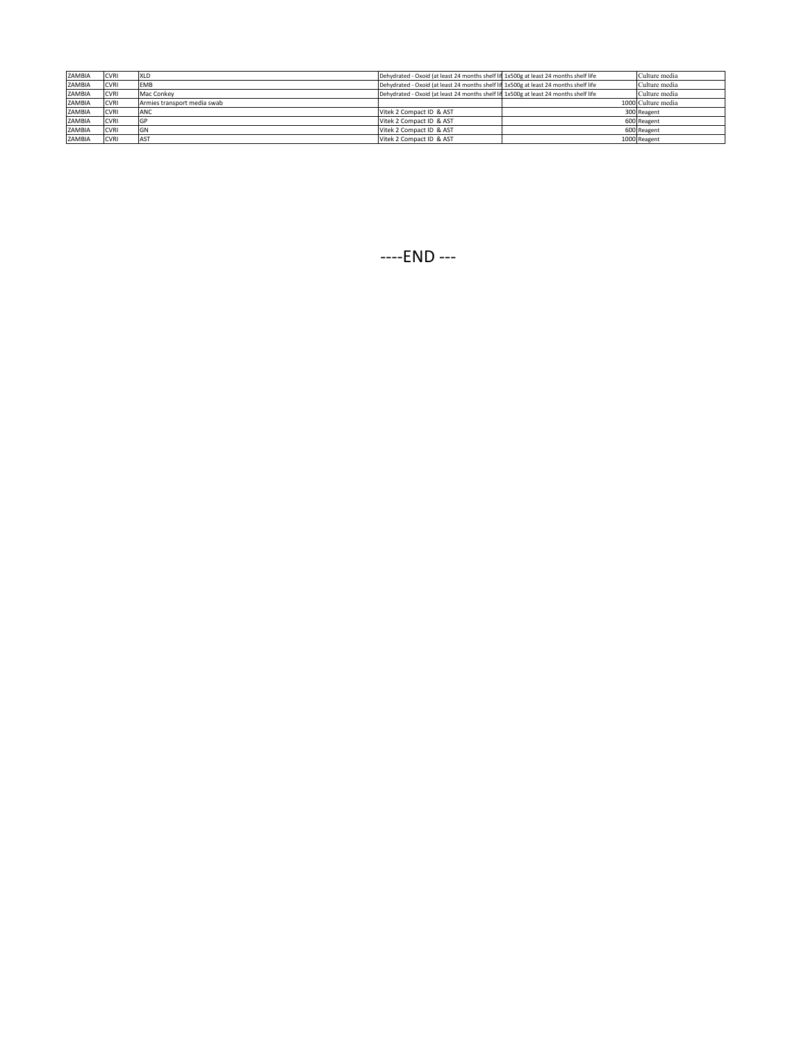| | | | | | | |
|---|---|---|---|---|---|---|
| ZAMBIA | CVRI | XLD | Dehydrated - Oxoid (at least 24 months shelf lif | 1x500g at least 24 months shelf life | | Culture media |
| ZAMBIA | CVRI | EMB | Dehydrated - Oxoid (at least 24 months shelf lif | 1x500g at least 24 months shelf life | | Culture media |
| ZAMBIA | CVRI | Mac Conkey | Dehydrated - Oxoid (at least 24 months shelf lif | 1x500g at least 24 months shelf life | | Culture media |
| ZAMBIA | CVRI | Armies transport media swab | | | 1000 | Culture media |
| ZAMBIA | CVRI | ANC | Vitek 2 Compact ID & AST | | 300 | Reagent |
| ZAMBIA | CVRI | GP | Vitek 2 Compact ID & AST | | 600 | Reagent |
| ZAMBIA | CVRI | GN | Vitek 2 Compact ID & AST | | 600 | Reagent |
| ZAMBIA | CVRI | AST | Vitek 2 Compact ID & AST | | 1000 | Reagent |

----END ---